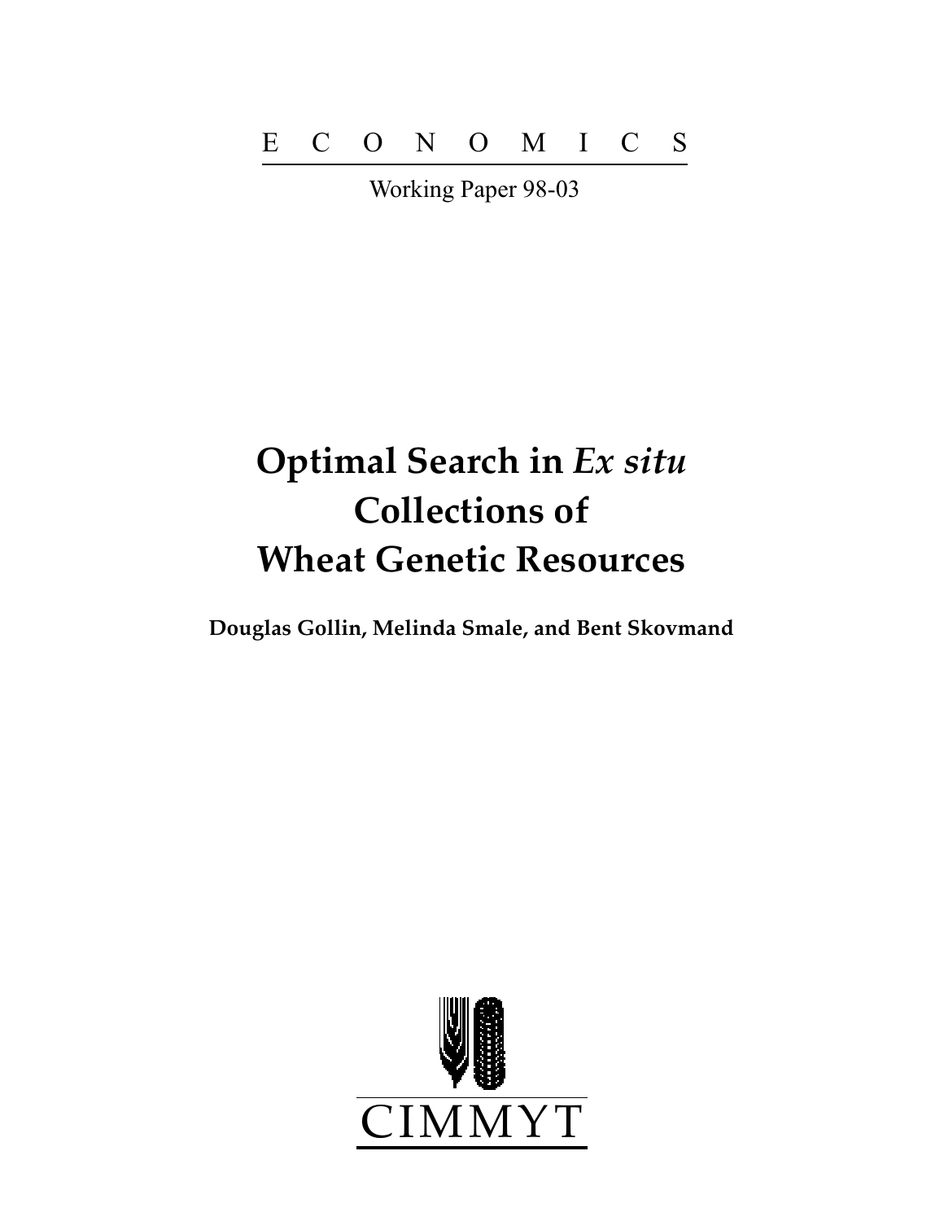E C O N O M I C S

Working Paper 98-03

# Optimal Search in *Ex situ* Collections of Wheat Genetic Resources

**Douglas Gollin, Melinda Smale, and Bent Skovmand**

CIMMYT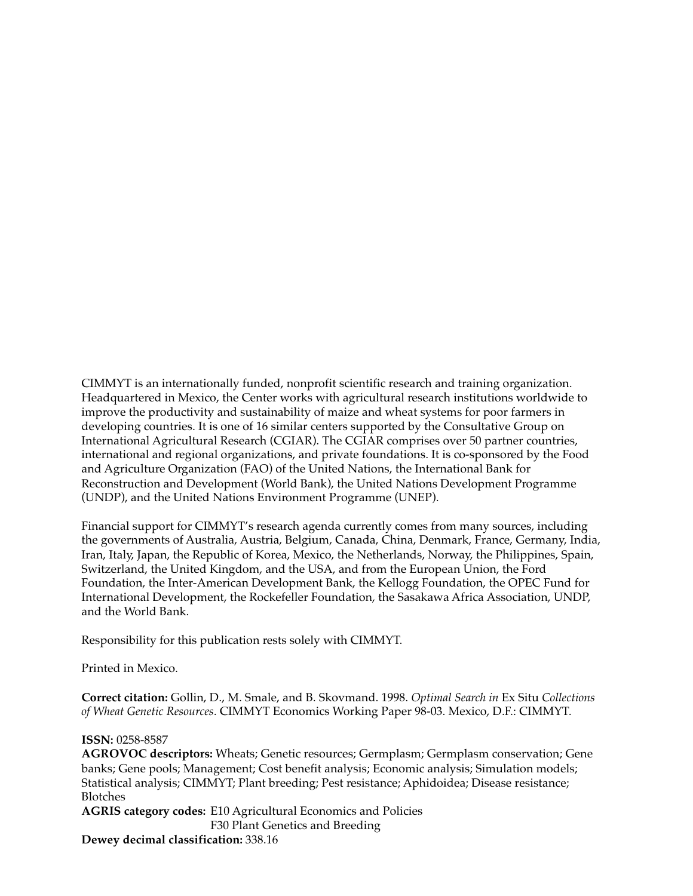CIMMYT is an internationally funded, nonprofit scientific research and training organization. Headquartered in Mexico, the Center works with agricultural research institutions worldwide to improve the productivity and sustainability of maize and wheat systems for poor farmers in developing countries. It is one of 16 similar centers supported by the Consultative Group on International Agricultural Research (CGIAR). The CGIAR comprises over 50 partner countries, international and regional organizations, and private foundations. It is co-sponsored by the Food and Agriculture Organization (FAO) of the United Nations, the International Bank for Reconstruction and Development (World Bank), the United Nations Development Programme (UNDP), and the United Nations Environment Programme (UNEP).

Financial support for CIMMYT's research agenda currently comes from many sources, including the governments of Australia, Austria, Belgium, Canada, China, Denmark, France, Germany, India, Iran, Italy, Japan, the Republic of Korea, Mexico, the Netherlands, Norway, the Philippines, Spain, Switzerland, the United Kingdom, and the USA, and from the European Union, the Ford Foundation, the Inter-American Development Bank, the Kellogg Foundation, the OPEC Fund for International Development, the Rockefeller Foundation, the Sasakawa Africa Association, UNDP, and the World Bank.

Responsibility for this publication rests solely with CIMMYT.

Printed in Mexico.

**Correct citation:** Gollin, D., M. Smale, and B. Skovmand. 1998. *Optimal Search in* Ex Situ *Collections of Wheat Genetic Resources*. CIMMYT Economics Working Paper 98-03. Mexico, D.F.: CIMMYT.

**ISSN:** 0258-8587
**AGROVOC descriptors:** Wheats; Genetic resources; Germplasm; Germplasm conservation; Gene banks; Gene pools; Management; Cost benefit analysis; Economic analysis; Simulation models; Statistical analysis; CIMMYT; Plant breeding; Pest resistance; Aphidoidea; Disease resistance; Blotches
**AGRIS category codes:** E10 Agricultural Economics and Policies
F30 Plant Genetics and Breeding
**Dewey decimal classification:** 338.16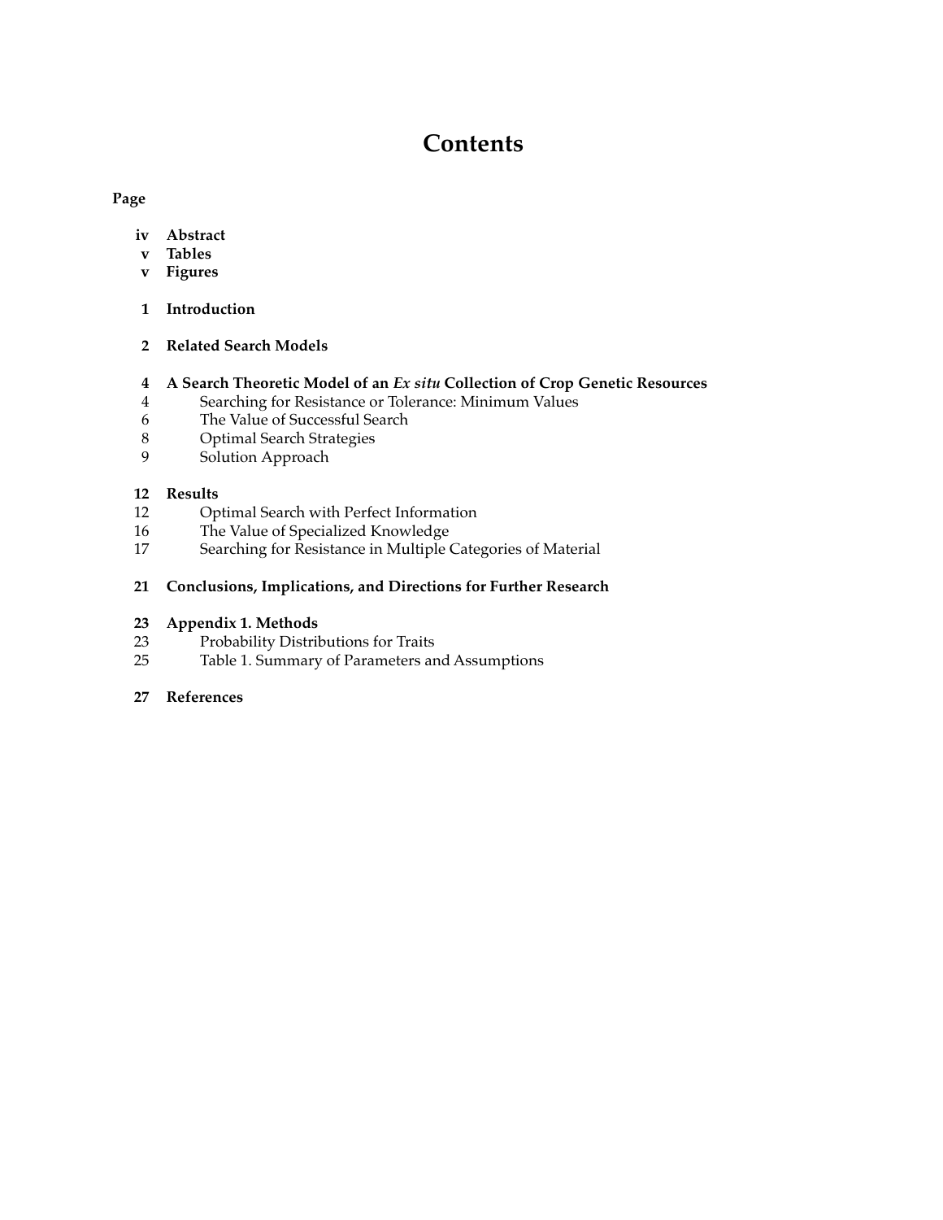# Contents

**Page**

| Page | Section |
| --- | --- |
| **iv** | **Abstract** |
| **v** | **Tables** |
| **v** | **Figures** |
| **1** | **Introduction** |
| **2** | **Related Search Models** |
| **4** | **A Search Theoretic Model of an *Ex situ* Collection of Crop Genetic Resources** |
| 4 | Searching for Resistance or Tolerance: Minimum Values |
| 6 | The Value of Successful Search |
| 8 | Optimal Search Strategies |
| 9 | Solution Approach |
| **12** | **Results** |
| 12 | Optimal Search with Perfect Information |
| 16 | The Value of Specialized Knowledge |
| 17 | Searching for Resistance in Multiple Categories of Material |
| **21** | **Conclusions, Implications, and Directions for Further Research** |
| **23** | **Appendix 1. Methods** |
| 23 | Probability Distributions for Traits |
| 25 | Table 1. Summary of Parameters and Assumptions |
| **27** | **References** |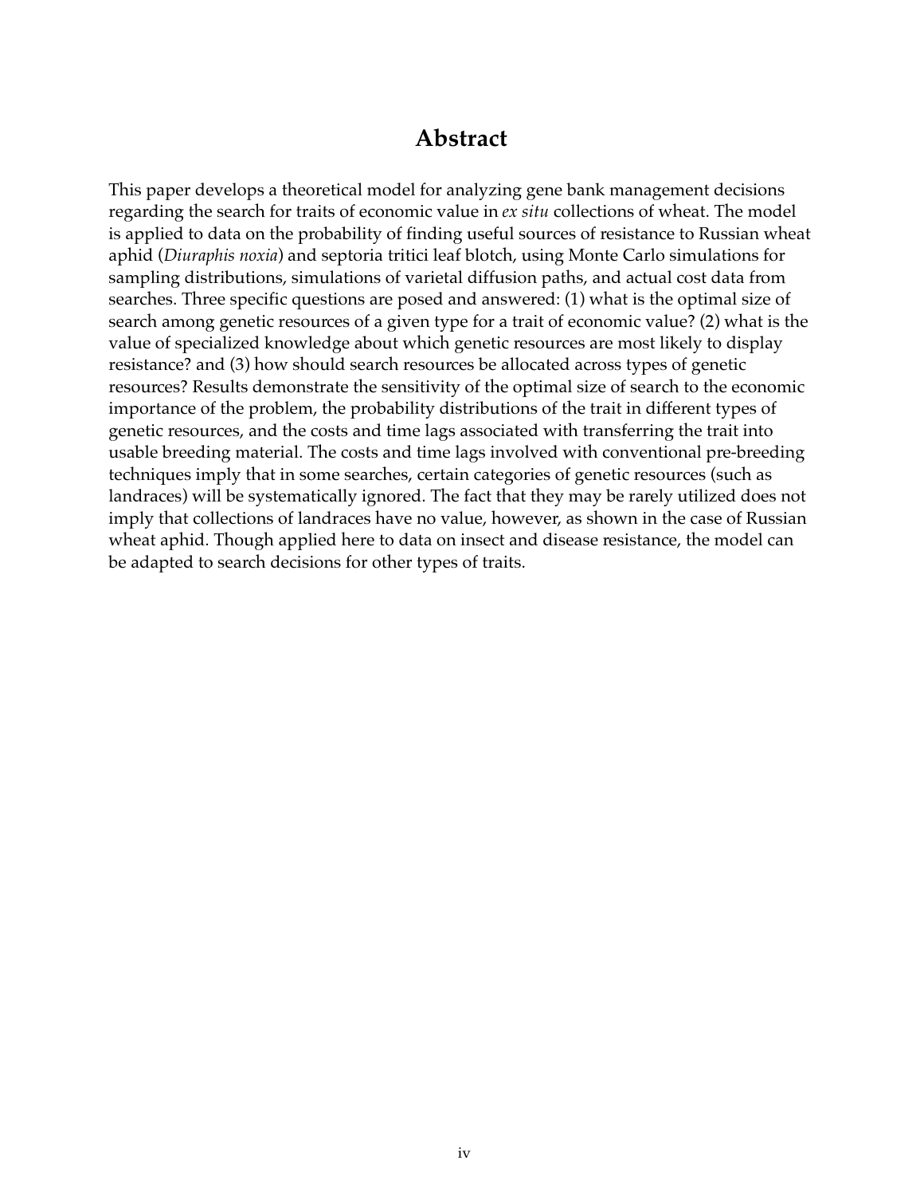# Abstract

This paper develops a theoretical model for analyzing gene bank management decisions regarding the search for traits of economic value in *ex situ* collections of wheat. The model is applied to data on the probability of finding useful sources of resistance to Russian wheat aphid (*Diuraphis noxia*) and septoria tritici leaf blotch, using Monte Carlo simulations for sampling distributions, simulations of varietal diffusion paths, and actual cost data from searches. Three specific questions are posed and answered: (1) what is the optimal size of search among genetic resources of a given type for a trait of economic value? (2) what is the value of specialized knowledge about which genetic resources are most likely to display resistance? and (3) how should search resources be allocated across types of genetic resources? Results demonstrate the sensitivity of the optimal size of search to the economic importance of the problem, the probability distributions of the trait in different types of genetic resources, and the costs and time lags associated with transferring the trait into usable breeding material. The costs and time lags involved with conventional pre-breeding techniques imply that in some searches, certain categories of genetic resources (such as landraces) will be systematically ignored. The fact that they may be rarely utilized does not imply that collections of landraces have no value, however, as shown in the case of Russian wheat aphid. Though applied here to data on insect and disease resistance, the model can be adapted to search decisions for other types of traits.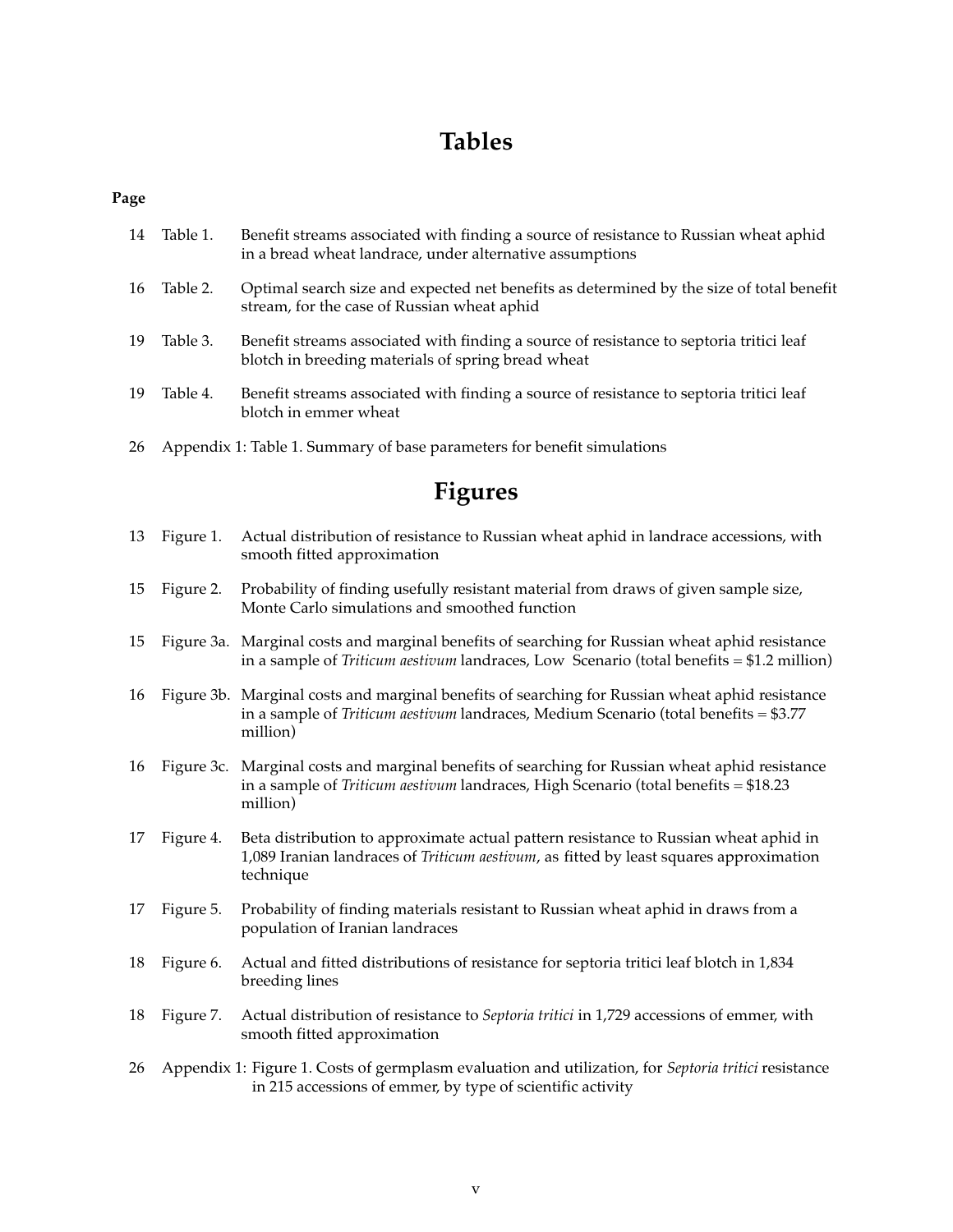# Tables

**Page**

| Page | | |
|---|---|---|
| 14 | Table 1. | Benefit streams associated with finding a source of resistance to Russian wheat aphid in a bread wheat landrace, under alternative assumptions |
| 16 | Table 2. | Optimal search size and expected net benefits as determined by the size of total benefit stream, for the case of Russian wheat aphid |
| 19 | Table 3. | Benefit streams associated with finding a source of resistance to septoria tritici leaf blotch in breeding materials of spring bread wheat |
| 19 | Table 4. | Benefit streams associated with finding a source of resistance to septoria tritici leaf blotch in emmer wheat |
| 26 | Appendix 1: Table 1. | Summary of base parameters for benefit simulations |

# Figures

| Page | | |
|---|---|---|
| 13 | Figure 1. | Actual distribution of resistance to Russian wheat aphid in landrace accessions, with smooth fitted approximation |
| 15 | Figure 2. | Probability of finding usefully resistant material from draws of given sample size, Monte Carlo simulations and smoothed function |
| 15 | Figure 3a. | Marginal costs and marginal benefits of searching for Russian wheat aphid resistance in a sample of *Triticum aestivum* landraces, Low Scenario (total benefits = $1.2 million) |
| 16 | Figure 3b. | Marginal costs and marginal benefits of searching for Russian wheat aphid resistance in a sample of *Triticum aestivum* landraces, Medium Scenario (total benefits = $3.77 million) |
| 16 | Figure 3c. | Marginal costs and marginal benefits of searching for Russian wheat aphid resistance in a sample of *Triticum aestivum* landraces, High Scenario (total benefits = $18.23 million) |
| 17 | Figure 4. | Beta distribution to approximate actual pattern resistance to Russian wheat aphid in 1,089 Iranian landraces of *Triticum aestivum*, as fitted by least squares approximation technique |
| 17 | Figure 5. | Probability of finding materials resistant to Russian wheat aphid in draws from a population of Iranian landraces |
| 18 | Figure 6. | Actual and fitted distributions of resistance for septoria tritici leaf blotch in 1,834 breeding lines |
| 18 | Figure 7. | Actual distribution of resistance to *Septoria tritici* in 1,729 accessions of emmer, with smooth fitted approximation |
| 26 | Appendix 1: Figure 1. | Costs of germplasm evaluation and utilization, for *Septoria tritici* resistance in 215 accessions of emmer, by type of scientific activity |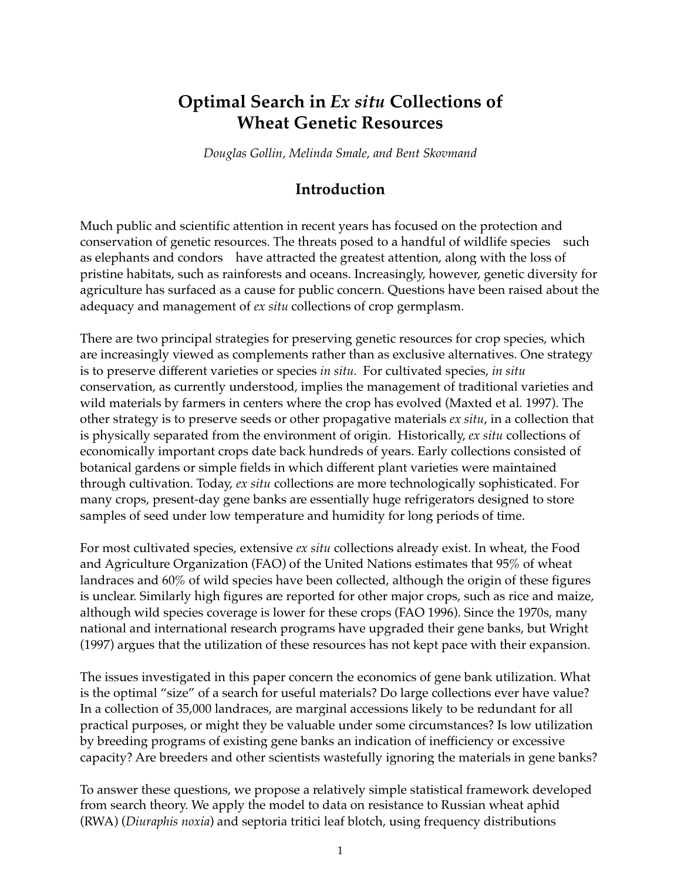# Optimal Search in *Ex situ* Collections of Wheat Genetic Resources

*Douglas Gollin, Melinda Smale, and Bent Skovmand*

## Introduction

Much public and scientific attention in recent years has focused on the protection and conservation of genetic resources. The threats posed to a handful of wildlife species such as elephants and condors have attracted the greatest attention, along with the loss of pristine habitats, such as rainforests and oceans. Increasingly, however, genetic diversity for agriculture has surfaced as a cause for public concern. Questions have been raised about the adequacy and management of *ex situ* collections of crop germplasm.

There are two principal strategies for preserving genetic resources for crop species, which are increasingly viewed as complements rather than as exclusive alternatives. One strategy is to preserve different varieties or species *in situ*. For cultivated species, *in situ* conservation, as currently understood, implies the management of traditional varieties and wild materials by farmers in centers where the crop has evolved (Maxted et al. 1997). The other strategy is to preserve seeds or other propagative materials *ex situ*, in a collection that is physically separated from the environment of origin. Historically, *ex situ* collections of economically important crops date back hundreds of years. Early collections consisted of botanical gardens or simple fields in which different plant varieties were maintained through cultivation. Today, *ex situ* collections are more technologically sophisticated. For many crops, present-day gene banks are essentially huge refrigerators designed to store samples of seed under low temperature and humidity for long periods of time.

For most cultivated species, extensive *ex situ* collections already exist. In wheat, the Food and Agriculture Organization (FAO) of the United Nations estimates that 95% of wheat landraces and 60% of wild species have been collected, although the origin of these figures is unclear. Similarly high figures are reported for other major crops, such as rice and maize, although wild species coverage is lower for these crops (FAO 1996). Since the 1970s, many national and international research programs have upgraded their gene banks, but Wright (1997) argues that the utilization of these resources has not kept pace with their expansion.

The issues investigated in this paper concern the economics of gene bank utilization. What is the optimal "size" of a search for useful materials? Do large collections ever have value? In a collection of 35,000 landraces, are marginal accessions likely to be redundant for all practical purposes, or might they be valuable under some circumstances? Is low utilization by breeding programs of existing gene banks an indication of inefficiency or excessive capacity? Are breeders and other scientists wastefully ignoring the materials in gene banks?

To answer these questions, we propose a relatively simple statistical framework developed from search theory. We apply the model to data on resistance to Russian wheat aphid (RWA) (*Diuraphis noxia*) and septoria tritici leaf blotch, using frequency distributions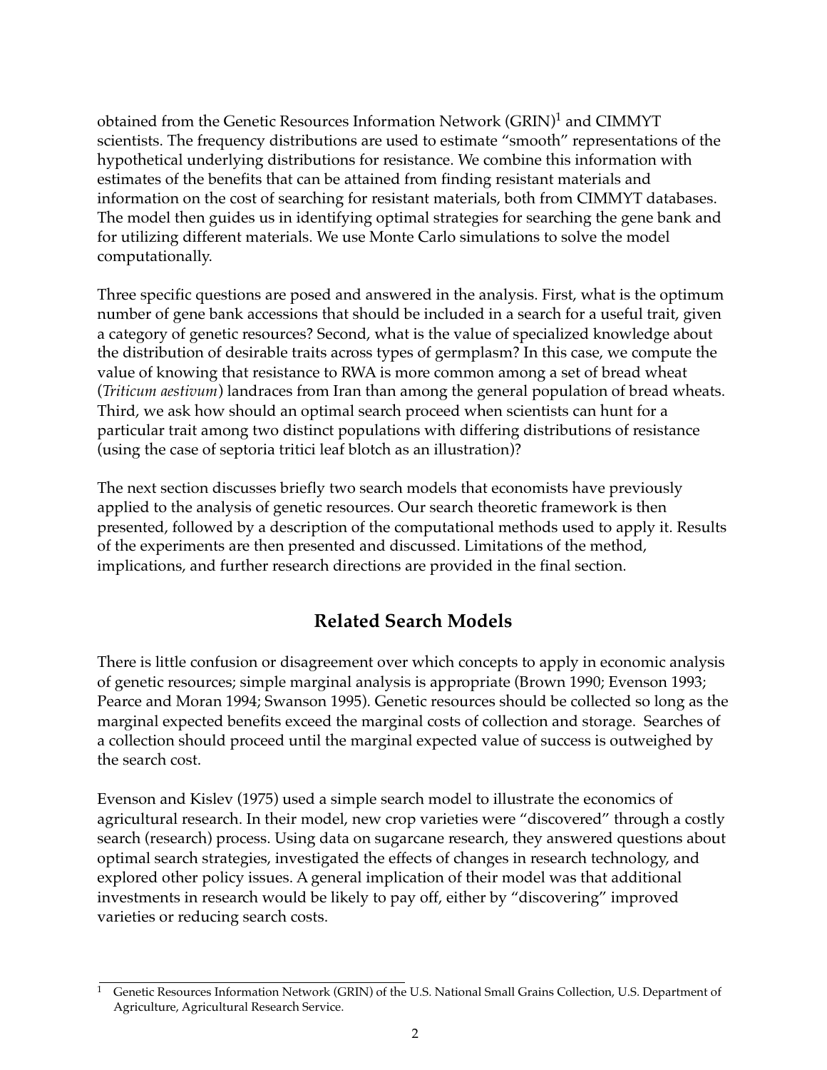obtained from the Genetic Resources Information Network (GRIN)[1] and CIMMYT scientists. The frequency distributions are used to estimate "smooth" representations of the hypothetical underlying distributions for resistance. We combine this information with estimates of the benefits that can be attained from finding resistant materials and information on the cost of searching for resistant materials, both from CIMMYT databases. The model then guides us in identifying optimal strategies for searching the gene bank and for utilizing different materials. We use Monte Carlo simulations to solve the model computationally.

Three specific questions are posed and answered in the analysis. First, what is the optimum number of gene bank accessions that should be included in a search for a useful trait, given a category of genetic resources? Second, what is the value of specialized knowledge about the distribution of desirable traits across types of germplasm? In this case, we compute the value of knowing that resistance to RWA is more common among a set of bread wheat (*Triticum aestivum*) landraces from Iran than among the general population of bread wheats. Third, we ask how should an optimal search proceed when scientists can hunt for a particular trait among two distinct populations with differing distributions of resistance (using the case of septoria tritici leaf blotch as an illustration)?

The next section discusses briefly two search models that economists have previously applied to the analysis of genetic resources. Our search theoretic framework is then presented, followed by a description of the computational methods used to apply it. Results of the experiments are then presented and discussed. Limitations of the method, implications, and further research directions are provided in the final section.

## Related Search Models

There is little confusion or disagreement over which concepts to apply in economic analysis of genetic resources; simple marginal analysis is appropriate (Brown 1990; Evenson 1993; Pearce and Moran 1994; Swanson 1995). Genetic resources should be collected so long as the marginal expected benefits exceed the marginal costs of collection and storage. Searches of a collection should proceed until the marginal expected value of success is outweighed by the search cost.

Evenson and Kislev (1975) used a simple search model to illustrate the economics of agricultural research. In their model, new crop varieties were "discovered" through a costly search (research) process. Using data on sugarcane research, they answered questions about optimal search strategies, investigated the effects of changes in research technology, and explored other policy issues. A general implication of their model was that additional investments in research would be likely to pay off, either by "discovering" improved varieties or reducing search costs.

[1] Genetic Resources Information Network (GRIN) of the U.S. National Small Grains Collection, U.S. Department of Agriculture, Agricultural Research Service.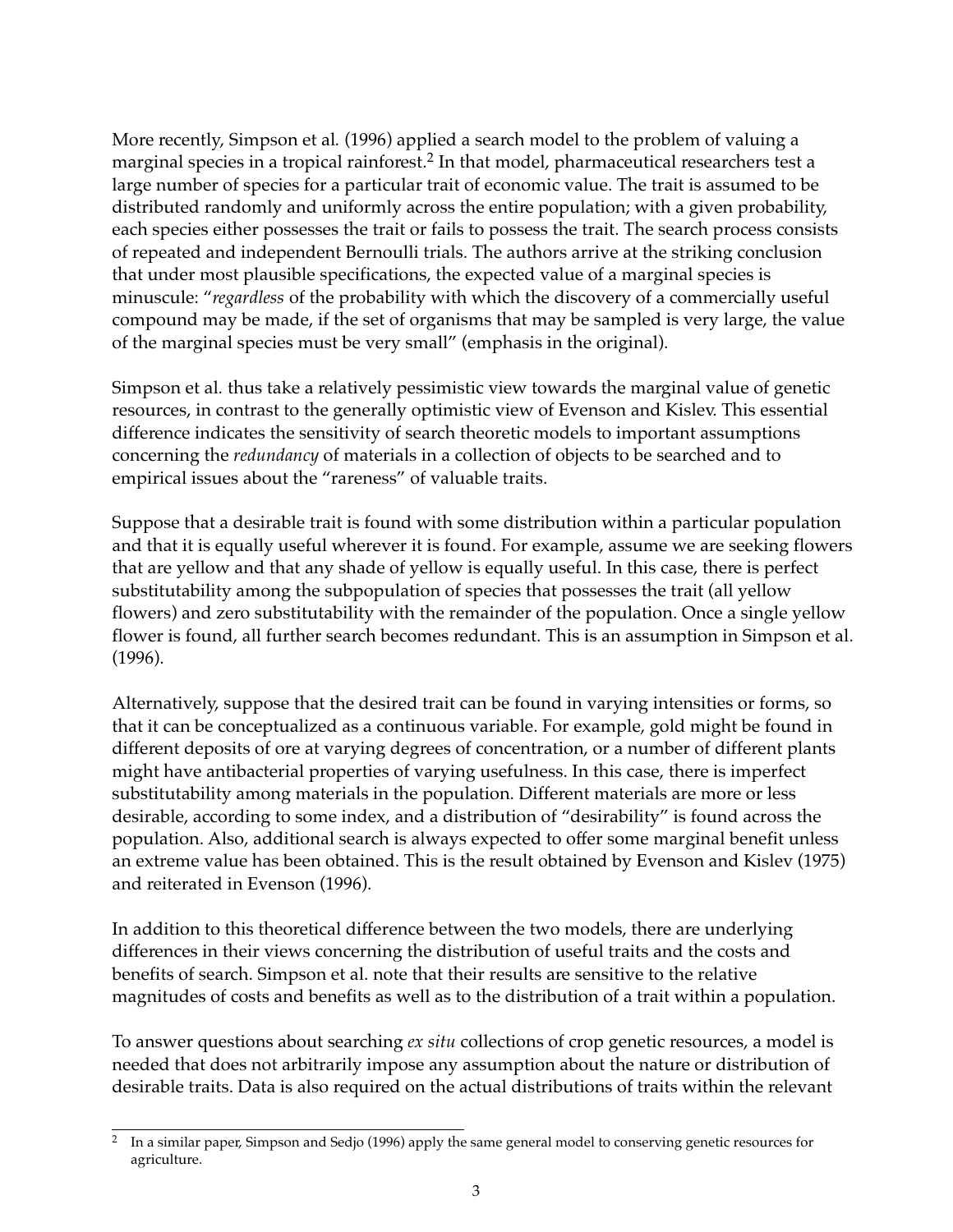More recently, Simpson et al. (1996) applied a search model to the problem of valuing a marginal species in a tropical rainforest.[2] In that model, pharmaceutical researchers test a large number of species for a particular trait of economic value. The trait is assumed to be distributed randomly and uniformly across the entire population; with a given probability, each species either possesses the trait or fails to possess the trait. The search process consists of repeated and independent Bernoulli trials. The authors arrive at the striking conclusion that under most plausible specifications, the expected value of a marginal species is minuscule: "*regardless* of the probability with which the discovery of a commercially useful compound may be made, if the set of organisms that may be sampled is very large, the value of the marginal species must be very small" (emphasis in the original).

Simpson et al. thus take a relatively pessimistic view towards the marginal value of genetic resources, in contrast to the generally optimistic view of Evenson and Kislev. This essential difference indicates the sensitivity of search theoretic models to important assumptions concerning the *redundancy* of materials in a collection of objects to be searched and to empirical issues about the "rareness" of valuable traits.

Suppose that a desirable trait is found with some distribution within a particular population and that it is equally useful wherever it is found. For example, assume we are seeking flowers that are yellow and that any shade of yellow is equally useful. In this case, there is perfect substitutability among the subpopulation of species that possesses the trait (all yellow flowers) and zero substitutability with the remainder of the population. Once a single yellow flower is found, all further search becomes redundant. This is an assumption in Simpson et al. (1996).

Alternatively, suppose that the desired trait can be found in varying intensities or forms, so that it can be conceptualized as a continuous variable. For example, gold might be found in different deposits of ore at varying degrees of concentration, or a number of different plants might have antibacterial properties of varying usefulness. In this case, there is imperfect substitutability among materials in the population. Different materials are more or less desirable, according to some index, and a distribution of "desirability" is found across the population. Also, additional search is always expected to offer some marginal benefit unless an extreme value has been obtained. This is the result obtained by Evenson and Kislev (1975) and reiterated in Evenson (1996).

In addition to this theoretical difference between the two models, there are underlying differences in their views concerning the distribution of useful traits and the costs and benefits of search. Simpson et al. note that their results are sensitive to the relative magnitudes of costs and benefits as well as to the distribution of a trait within a population.

To answer questions about searching *ex situ* collections of crop genetic resources, a model is needed that does not arbitrarily impose any assumption about the nature or distribution of desirable traits. Data is also required on the actual distributions of traits within the relevant

[2] In a similar paper, Simpson and Sedjo (1996) apply the same general model to conserving genetic resources for agriculture.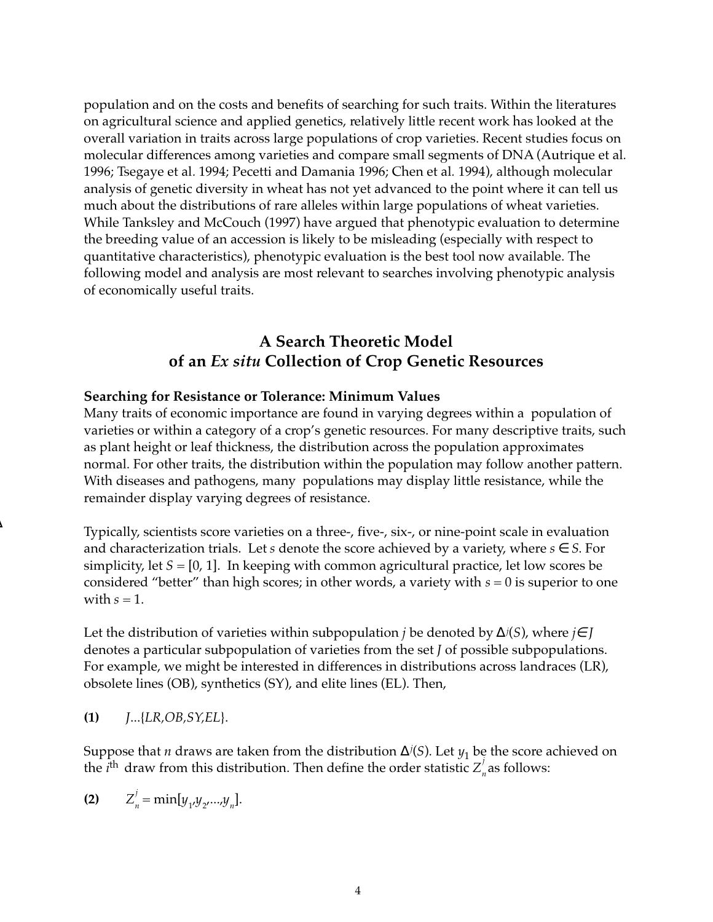population and on the costs and benefits of searching for such traits. Within the literatures on agricultural science and applied genetics, relatively little recent work has looked at the overall variation in traits across large populations of crop varieties. Recent studies focus on molecular differences among varieties and compare small segments of DNA (Autrique et al. 1996; Tsegaye et al. 1994; Pecetti and Damania 1996; Chen et al. 1994), although molecular analysis of genetic diversity in wheat has not yet advanced to the point where it can tell us much about the distributions of rare alleles within large populations of wheat varieties. While Tanksley and McCouch (1997) have argued that phenotypic evaluation to determine the breeding value of an accession is likely to be misleading (especially with respect to quantitative characteristics), phenotypic evaluation is the best tool now available. The following model and analysis are most relevant to searches involving phenotypic analysis of economically useful traits.

## A Search Theoretic Model of an *Ex situ* Collection of Crop Genetic Resources

### Searching for Resistance or Tolerance: Minimum Values

Many traits of economic importance are found in varying degrees within a population of varieties or within a category of a crop's genetic resources. For many descriptive traits, such as plant height or leaf thickness, the distribution across the population approximates normal. For other traits, the distribution within the population may follow another pattern. With diseases and pathogens, many populations may display little resistance, while the remainder display varying degrees of resistance.

Typically, scientists score varieties on a three-, five-, six-, or nine-point scale in evaluation and characterization trials. Let $s$ denote the score achieved by a variety, where $s \in S$. For simplicity, let $S = [0, 1]$. In keeping with common agricultural practice, let low scores be considered "better" than high scores; in other words, a variety with $s = 0$ is superior to one with $s = 1$.

Let the distribution of varieties within subpopulation $j$ be denoted by $\Delta^j(S)$, where $j \in J$ denotes a particular subpopulation of varieties from the set $J$ of possible subpopulations. For example, we might be interested in differences in distributions across landraces (LR), obsolete lines (OB), synthetics (SY), and elite lines (EL). Then,

**(1)** $J \ldots \{LR, OB, SY, EL\}$.

Suppose that $n$ draws are taken from the distribution $\Delta^j(S)$. Let $y_1$ be the score achieved on the $i^{\text{th}}$ draw from this distribution. Then define the order statistic $Z_n^j$ as follows:

**(2)** $Z_n^j = \min[y_1, y_2, \ldots, y_n]$.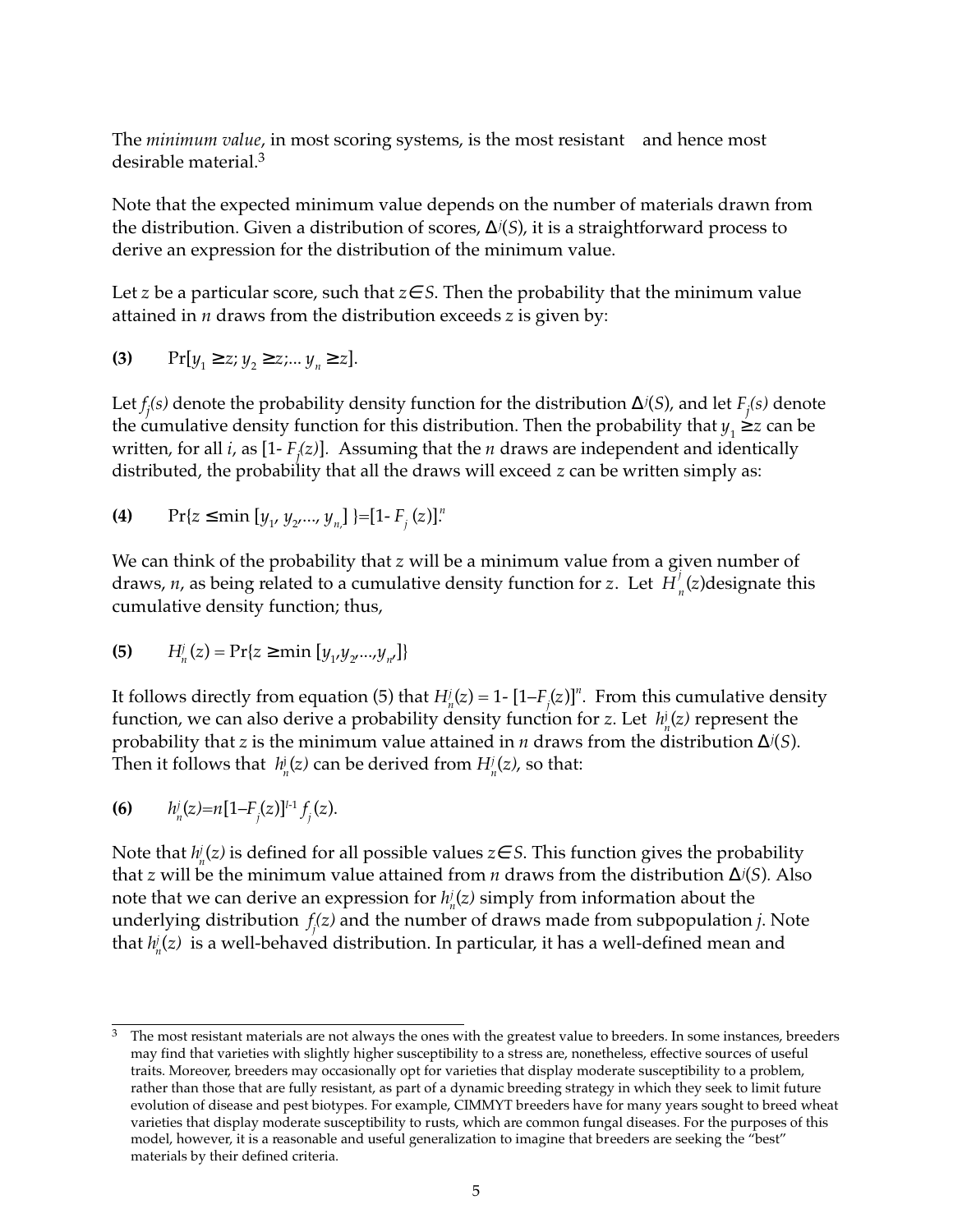The *minimum value*, in most scoring systems, is the most resistant and hence most desirable material.[3]

Note that the expected minimum value depends on the number of materials drawn from the distribution. Given a distribution of scores, $\Delta^j(S)$, it is a straightforward process to derive an expression for the distribution of the minimum value.

Let $z$ be a particular score, such that $z \in S$. Then the probability that the minimum value attained in $n$ draws from the distribution exceeds $z$ is given by:

**(3)** $\Pr[y_1 \geq z; y_2 \geq z; ... y_n \geq z]$.

Let $f_j(s)$ denote the probability density function for the distribution $\Delta^j(S)$, and let $F_j(s)$ denote the cumulative density function for this distribution. Then the probability that $y_1 \geq z$ can be written, for all $i$, as $[1 - F_j(z)]$. Assuming that the $n$ draws are independent and identically distributed, the probability that all the draws will exceed $z$ can be written simply as:

**(4)** $\Pr\{z \leq \min [y_1, y_2, ..., y_n]\} = [1 - F_j(z)]^n$

We can think of the probability that $z$ will be a minimum value from a given number of draws, $n$, as being related to a cumulative density function for $z$. Let $H_n^j(z)$ designate this cumulative density function; thus,

**(5)** $H_n^j(z) = \Pr\{z \geq \min [y_1, y_2, ..., y_n]\}$

It follows directly from equation (5) that $H_n^j(z) = 1 - [1 - F_j(z)]^n$. From this cumulative density function, we can also derive a probability density function for $z$. Let $h_n^j(z)$ represent the probability that $z$ is the minimum value attained in $n$ draws from the distribution $\Delta^j(S)$. Then it follows that $h_n^j(z)$ can be derived from $H_n^j(z)$, so that:

**(6)** $h_n^j(z) = n[1 - F_j(z)]^{I-1} f_j(z)$.

Note that $h_n^j(z)$ is defined for all possible values $z \in S$. This function gives the probability that $z$ will be the minimum value attained from $n$ draws from the distribution $\Delta^j(S)$. Also note that we can derive an expression for $h_n^j(z)$ simply from information about the underlying distribution $f_j(z)$ and the number of draws made from subpopulation $j$. Note that $h_n^j(z)$ is a well-behaved distribution. In particular, it has a well-defined mean and

---

[3] The most resistant materials are not always the ones with the greatest value to breeders. In some instances, breeders may find that varieties with slightly higher susceptibility to a stress are, nonetheless, effective sources of useful traits. Moreover, breeders may occasionally opt for varieties that display moderate susceptibility to a problem, rather than those that are fully resistant, as part of a dynamic breeding strategy in which they seek to limit future evolution of disease and pest biotypes. For example, CIMMYT breeders have for many years sought to breed wheat varieties that display moderate susceptibility to rusts, which are common fungal diseases. For the purposes of this model, however, it is a reasonable and useful generalization to imagine that breeders are seeking the "best" materials by their defined criteria.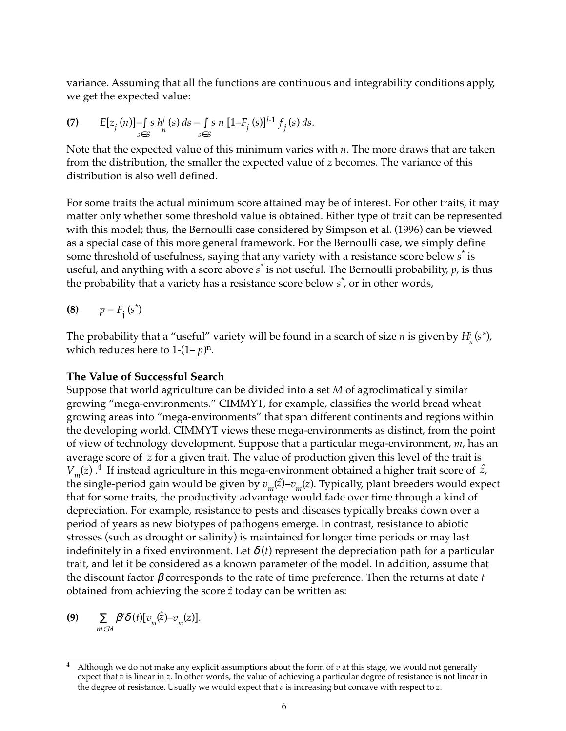variance. Assuming that all the functions are continuous and integrability conditions apply, we get the expected value:

$$\textbf{(7)} \qquad E[z_j(n)] = \int_{s \in S} s\, h_n^j(s)\, ds = \int_{s \in S} s\, n\, [1 - F_j(s)]^{l-1} f_j(s)\, ds.$$

Note that the expected value of this minimum varies with $n$. The more draws that are taken from the distribution, the smaller the expected value of $z$ becomes. The variance of this distribution is also well defined.

For some traits the actual minimum score attained may be of interest. For other traits, it may matter only whether some threshold value is obtained. Either type of trait can be represented with this model; thus, the Bernoulli case considered by Simpson et al. (1996) can be viewed as a special case of this more general framework. For the Bernoulli case, we simply define some threshold of usefulness, saying that any variety with a resistance score below $s^*$ is useful, and anything with a score above $s^*$ is not useful. The Bernoulli probability, $p$, is thus the probability that a variety has a resistance score below $s^*$, or in other words,

$$\textbf{(8)} \qquad p = F_j(s^*)$$

The probability that a "useful" variety will be found in a search of size $n$ is given by $H_n^j(s^*)$, which reduces here to $1-(1-p)^n$.

**The Value of Successful Search**

Suppose that world agriculture can be divided into a set $M$ of agroclimatically similar growing "mega-environments." CIMMYT, for example, classifies the world bread wheat growing areas into "mega-environments" that span different continents and regions within the developing world. CIMMYT views these mega-environments as distinct, from the point of view of technology development. Suppose that a particular mega-environment, $m$, has an average score of $\bar{z}$ for a given trait. The value of production given this level of the trait is $V_m(\bar{z})$.[4] If instead agriculture in this mega-environment obtained a higher trait score of $\hat{z}$, the single-period gain would be given by $v_m(\hat{z}) - v_m(\bar{z})$. Typically, plant breeders would expect that for some traits, the productivity advantage would fade over time through a kind of depreciation. For example, resistance to pests and diseases typically breaks down over a period of years as new biotypes of pathogens emerge. In contrast, resistance to abiotic stresses (such as drought or salinity) is maintained for longer time periods or may last indefinitely in a fixed environment. Let $\delta(t)$ represent the depreciation path for a particular trait, and let it be considered as a known parameter of the model. In addition, assume that the discount factor $\beta$ corresponds to the rate of time preference. Then the returns at date $t$ obtained from achieving the score $\hat{z}$ today can be written as:

$$\textbf{(9)} \qquad \sum_{m \in M} \beta^t \delta(t) [v_m(\hat{z}) - v_m(\bar{z})].$$

---

[4] Although we do not make any explicit assumptions about the form of $v$ at this stage, we would not generally expect that $v$ is linear in $z$. In other words, the value of achieving a particular degree of resistance is not linear in the degree of resistance. Usually we would expect that $v$ is increasing but concave with respect to $z$.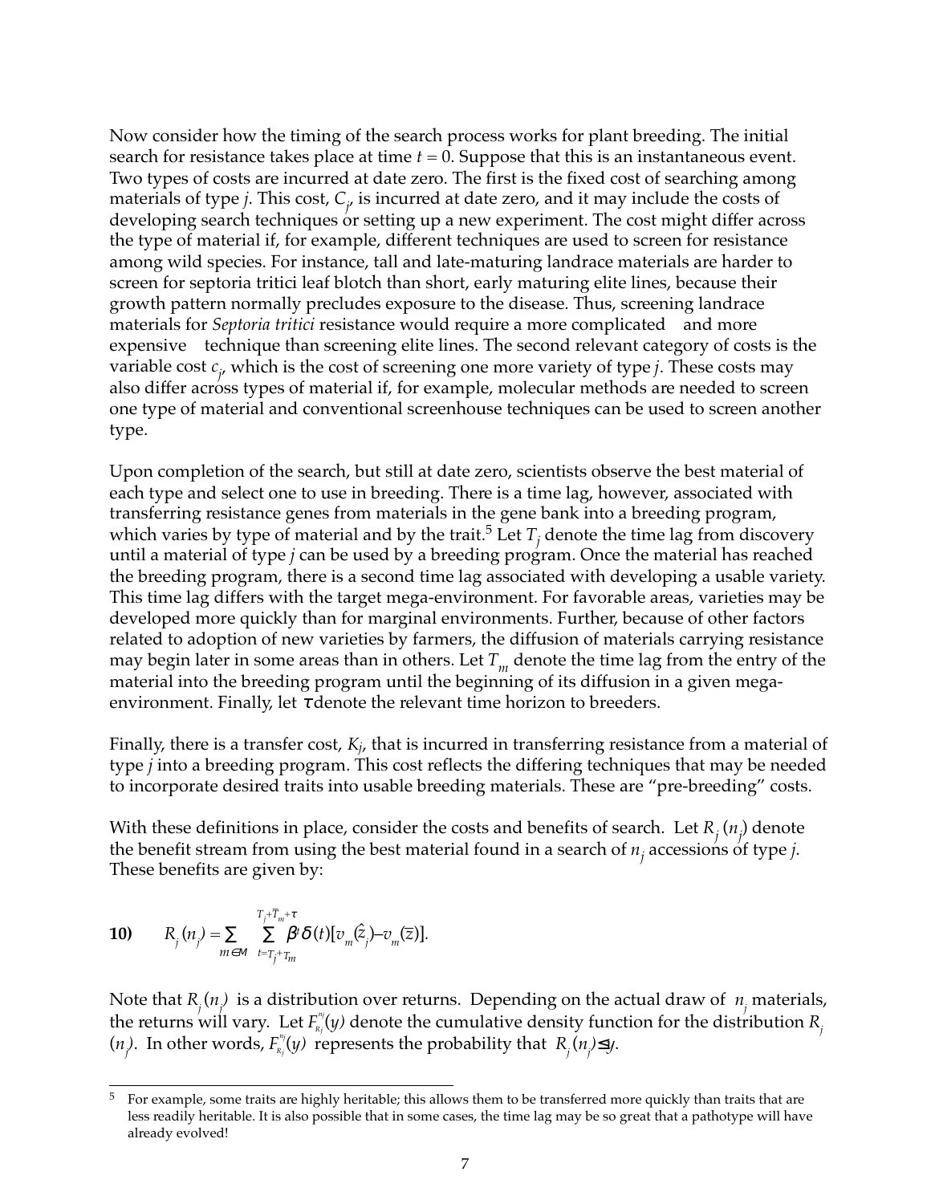Now consider how the timing of the search process works for plant breeding. The initial search for resistance takes place at time $t = 0$. Suppose that this is an instantaneous event. Two types of costs are incurred at date zero. The first is the fixed cost of searching among materials of type $j$. This cost, $C_j$, is incurred at date zero, and it may include the costs of developing search techniques or setting up a new experiment. The cost might differ across the type of material if, for example, different techniques are used to screen for resistance among wild species. For instance, tall and late-maturing landrace materials are harder to screen for septoria tritici leaf blotch than short, early maturing elite lines, because their growth pattern normally precludes exposure to the disease. Thus, screening landrace materials for *Septoria tritici* resistance would require a more complicated and more expensive technique than screening elite lines. The second relevant category of costs is the variable cost $c_j$, which is the cost of screening one more variety of type $j$. These costs may also differ across types of material if, for example, molecular methods are needed to screen one type of material and conventional screenhouse techniques can be used to screen another type.

Upon completion of the search, but still at date zero, scientists observe the best material of each type and select one to use in breeding. There is a time lag, however, associated with transferring resistance genes from materials in the gene bank into a breeding program, which varies by type of material and by the trait.[5] Let $T_j$ denote the time lag from discovery until a material of type $j$ can be used by a breeding program. Once the material has reached the breeding program, there is a second time lag associated with developing a usable variety. This time lag differs with the target mega-environment. For favorable areas, varieties may be developed more quickly than for marginal environments. Further, because of other factors related to adoption of new varieties by farmers, the diffusion of materials carrying resistance may begin later in some areas than in others. Let $T_m$ denote the time lag from the entry of the material into the breeding program until the beginning of its diffusion in a given mega-environment. Finally, let $\tau$ denote the relevant time horizon to breeders.

Finally, there is a transfer cost, $K_j$, that is incurred in transferring resistance from a material of type $j$ into a breeding program. This cost reflects the differing techniques that may be needed to incorporate desired traits into usable breeding materials. These are "pre-breeding" costs.

With these definitions in place, consider the costs and benefits of search. Let $R_j(n_j)$ denote the benefit stream from using the best material found in a search of $n_j$ accessions of type $j$. These benefits are given by:

$$\textbf{10)} \qquad R_j(n_j) = \sum_{m \in M} \sum_{t=T_j+T_m}^{T_j+\bar{T}_m+\tau} \beta^t \delta(t)[v_m(\hat{z}_j) - v_m(\bar{z})].$$

Note that $R_j(n_j)$ is a distribution over returns. Depending on the actual draw of $n_j$ materials, the returns will vary. Let $F_{R_j}^{n_j}(y)$ denote the cumulative density function for the distribution $R_j(n_j)$. In other words, $F_{R_j}^{n_j}(y)$ represents the probability that $R_j(n_j) \leq y$.

---

[5] For example, some traits are highly heritable; this allows them to be transferred more quickly than traits that are less readily heritable. It is also possible that in some cases, the time lag may be so great that a pathotype will have already evolved!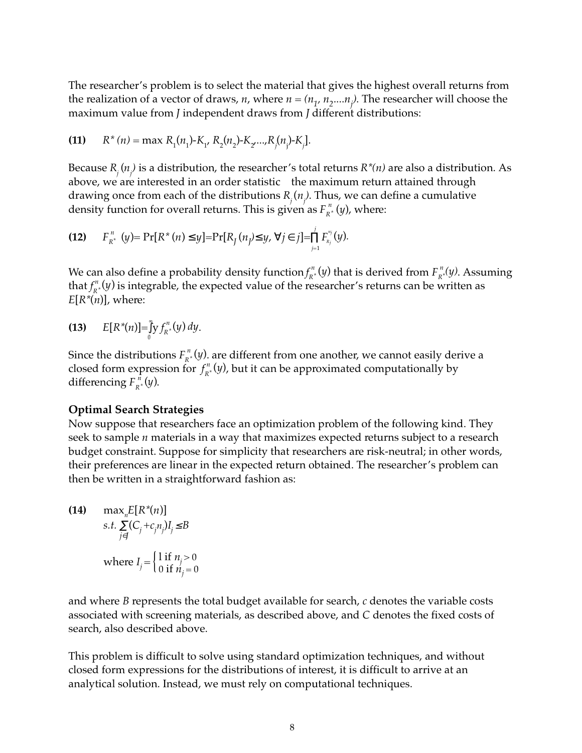The researcher's problem is to select the material that gives the highest overall returns from the realization of a vector of draws, $n$, where $n = (n_1, n_2....n_j)$. The researcher will choose the maximum value from $J$ independent draws from $J$ different distributions:

$$\textbf{(11)} \qquad R^*(n) = \max R_1(n_1)\text{-}K_1,\ R_2(n_2)\text{-}K_2,...,R_j(n_j)\text{-}K_j].$$

Because $R_j(n_j)$ is a distribution, the researcher's total returns $R^*(n)$ are also a distribution. As above, we are interested in an order statistic the maximum return attained through drawing once from each of the distributions $R_j(n_j)$. Thus, we can define a cumulative density function for overall returns. This is given as $F^n_{R^*}(y)$, where:

$$\textbf{(12)} \qquad F^n_{R^*}(y) = \Pr[R^*(n) \leq y] = \Pr[R_J(n_J) \leq y,\ \forall j \in j] = \prod_{j=1}^{j} F^{n_j}_{R_j}(y).$$

We can also define a probability density function $f^n_{R^*}(y)$ that is derived from $F^n_{R^*}(y)$. Assuming that $f^n_{R^*}(y)$ is integrable, the expected value of the researcher's returns can be written as $E[R^*(n)]$, where:

$$\textbf{(13)} \qquad E[R^*(n)] = \int_0^\infty y\, f^n_{R^*}(y)\, dy.$$

Since the distributions $F^n_{R^*}(y)$. are different from one another, we cannot easily derive a closed form expression for $f^n_{R^*}(y)$, but it can be approximated computationally by differencing $F^n_{R^*}(y)$.

### Optimal Search Strategies

Now suppose that researchers face an optimization problem of the following kind. They seek to sample $n$ materials in a way that maximizes expected returns subject to a research budget constraint. Suppose for simplicity that researchers are risk-neutral; in other words, their preferences are linear in the expected return obtained. The researcher's problem can then be written in a straightforward fashion as:

$$\textbf{(14)} \qquad \max_n E[R^*(n)]$$
$$s.t. \sum_{j \in J} (C_j + c_j n_j) I_j \leq B$$
$$\text{where } I_j = \begin{cases} 1 \text{ if } n_j > 0 \\ 0 \text{ if } n_j = 0 \end{cases}$$

and where $B$ represents the total budget available for search, $c$ denotes the variable costs associated with screening materials, as described above, and $C$ denotes the fixed costs of search, also described above.

This problem is difficult to solve using standard optimization techniques, and without closed form expressions for the distributions of interest, it is difficult to arrive at an analytical solution. Instead, we must rely on computational techniques.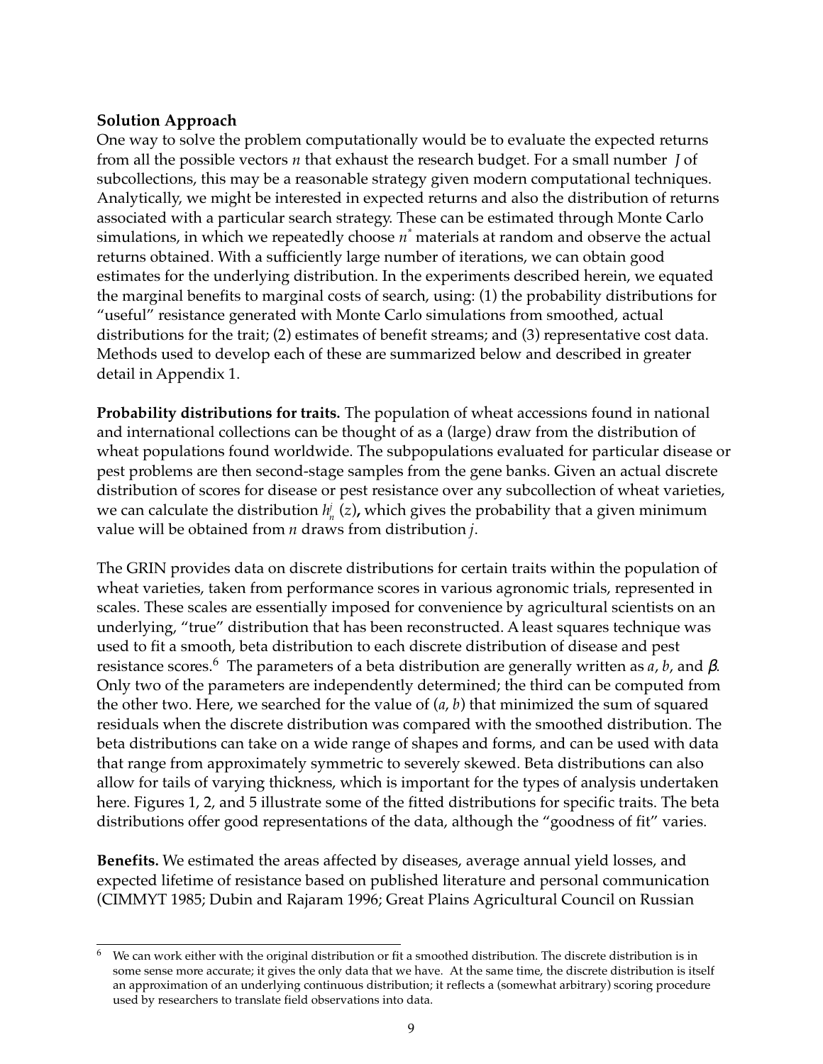**Solution Approach**

One way to solve the problem computationally would be to evaluate the expected returns from all the possible vectors $n$ that exhaust the research budget. For a small number $J$ of subcollections, this may be a reasonable strategy given modern computational techniques. Analytically, we might be interested in expected returns and also the distribution of returns associated with a particular search strategy. These can be estimated through Monte Carlo simulations, in which we repeatedly choose $n^*$ materials at random and observe the actual returns obtained. With a sufficiently large number of iterations, we can obtain good estimates for the underlying distribution. In the experiments described herein, we equated the marginal benefits to marginal costs of search, using: (1) the probability distributions for "useful" resistance generated with Monte Carlo simulations from smoothed, actual distributions for the trait; (2) estimates of benefit streams; and (3) representative cost data. Methods used to develop each of these are summarized below and described in greater detail in Appendix 1.

**Probability distributions for traits.** The population of wheat accessions found in national and international collections can be thought of as a (large) draw from the distribution of wheat populations found worldwide. The subpopulations evaluated for particular disease or pest problems are then second-stage samples from the gene banks. Given an actual discrete distribution of scores for disease or pest resistance over any subcollection of wheat varieties, we can calculate the distribution $h_n^j(z)$**,** which gives the probability that a given minimum value will be obtained from $n$ draws from distribution $j$.

The GRIN provides data on discrete distributions for certain traits within the population of wheat varieties, taken from performance scores in various agronomic trials, represented in scales. These scales are essentially imposed for convenience by agricultural scientists on an underlying, "true" distribution that has been reconstructed. A least squares technique was used to fit a smooth, beta distribution to each discrete distribution of disease and pest resistance scores.[6] The parameters of a beta distribution are generally written as $a$, $b$, and $\beta$. Only two of the parameters are independently determined; the third can be computed from the other two. Here, we searched for the value of $(a, b)$ that minimized the sum of squared residuals when the discrete distribution was compared with the smoothed distribution. The beta distributions can take on a wide range of shapes and forms, and can be used with data that range from approximately symmetric to severely skewed. Beta distributions can also allow for tails of varying thickness, which is important for the types of analysis undertaken here. Figures 1, 2, and 5 illustrate some of the fitted distributions for specific traits. The beta distributions offer good representations of the data, although the "goodness of fit" varies.

**Benefits.** We estimated the areas affected by diseases, average annual yield losses, and expected lifetime of resistance based on published literature and personal communication (CIMMYT 1985; Dubin and Rajaram 1996; Great Plains Agricultural Council on Russian

---

[6] We can work either with the original distribution or fit a smoothed distribution. The discrete distribution is in some sense more accurate; it gives the only data that we have. At the same time, the discrete distribution is itself an approximation of an underlying continuous distribution; it reflects a (somewhat arbitrary) scoring procedure used by researchers to translate field observations into data.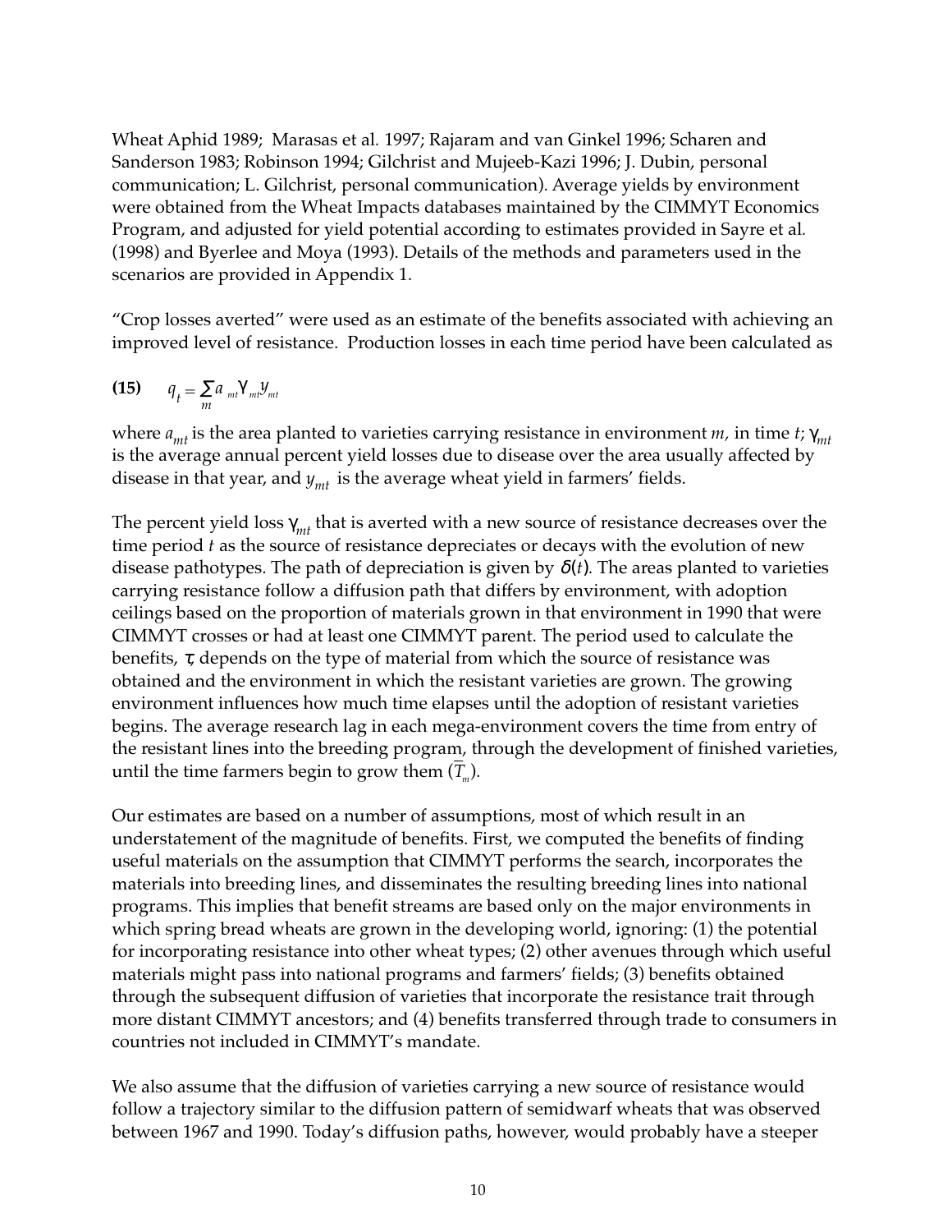Wheat Aphid 1989; Marasas et al. 1997; Rajaram and van Ginkel 1996; Scharen and Sanderson 1983; Robinson 1994; Gilchrist and Mujeeb-Kazi 1996; J. Dubin, personal communication; L. Gilchrist, personal communication). Average yields by environment were obtained from the Wheat Impacts databases maintained by the CIMMYT Economics Program, and adjusted for yield potential according to estimates provided in Sayre et al. (1998) and Byerlee and Moya (1993). Details of the methods and parameters used in the scenarios are provided in Appendix 1.

"Crop losses averted" were used as an estimate of the benefits associated with achieving an improved level of resistance. Production losses in each time period have been calculated as

**(15)** $$q_t = \sum_m a_{mt} \gamma_{mt} y_{mt}$$

where $a_{mt}$ is the area planted to varieties carrying resistance in environment $m$, in time $t$; $\gamma_{mt}$ is the average annual percent yield losses due to disease over the area usually affected by disease in that year, and $y_{mt}$ is the average wheat yield in farmers' fields.

The percent yield loss $\gamma_{mt}$ that is averted with a new source of resistance decreases over the time period $t$ as the source of resistance depreciates or decays with the evolution of new disease pathotypes. The path of depreciation is given by $\delta(t)$. The areas planted to varieties carrying resistance follow a diffusion path that differs by environment, with adoption ceilings based on the proportion of materials grown in that environment in 1990 that were CIMMYT crosses or had at least one CIMMYT parent. The period used to calculate the benefits, $\tau$, depends on the type of material from which the source of resistance was obtained and the environment in which the resistant varieties are grown. The growing environment influences how much time elapses until the adoption of resistant varieties begins. The average research lag in each mega-environment covers the time from entry of the resistant lines into the breeding program, through the development of finished varieties, until the time farmers begin to grow them ($\overline{T}_m$).

Our estimates are based on a number of assumptions, most of which result in an understatement of the magnitude of benefits. First, we computed the benefits of finding useful materials on the assumption that CIMMYT performs the search, incorporates the materials into breeding lines, and disseminates the resulting breeding lines into national programs. This implies that benefit streams are based only on the major environments in which spring bread wheats are grown in the developing world, ignoring: (1) the potential for incorporating resistance into other wheat types; (2) other avenues through which useful materials might pass into national programs and farmers' fields; (3) benefits obtained through the subsequent diffusion of varieties that incorporate the resistance trait through more distant CIMMYT ancestors; and (4) benefits transferred through trade to consumers in countries not included in CIMMYT's mandate.

We also assume that the diffusion of varieties carrying a new source of resistance would follow a trajectory similar to the diffusion pattern of semidwarf wheats that was observed between 1967 and 1990. Today's diffusion paths, however, would probably have a steeper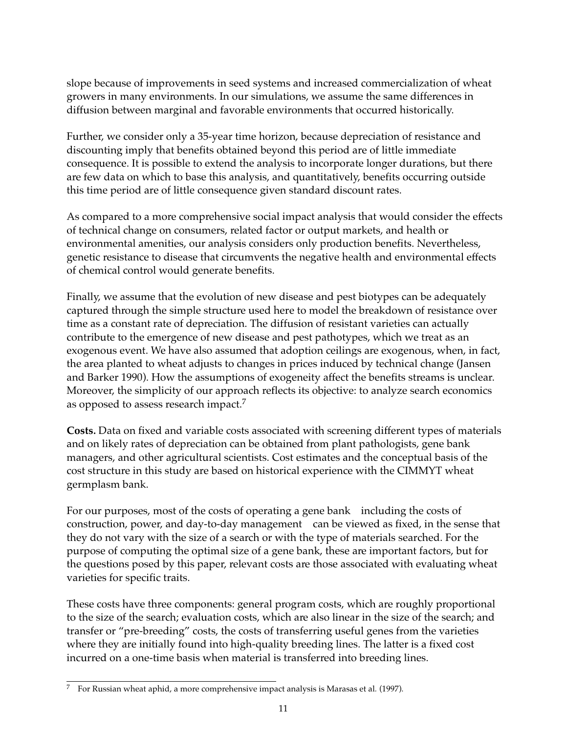slope because of improvements in seed systems and increased commercialization of wheat growers in many environments. In our simulations, we assume the same differences in diffusion between marginal and favorable environments that occurred historically.

Further, we consider only a 35-year time horizon, because depreciation of resistance and discounting imply that benefits obtained beyond this period are of little immediate consequence. It is possible to extend the analysis to incorporate longer durations, but there are few data on which to base this analysis, and quantitatively, benefits occurring outside this time period are of little consequence given standard discount rates.

As compared to a more comprehensive social impact analysis that would consider the effects of technical change on consumers, related factor or output markets, and health or environmental amenities, our analysis considers only production benefits. Nevertheless, genetic resistance to disease that circumvents the negative health and environmental effects of chemical control would generate benefits.

Finally, we assume that the evolution of new disease and pest biotypes can be adequately captured through the simple structure used here to model the breakdown of resistance over time as a constant rate of depreciation. The diffusion of resistant varieties can actually contribute to the emergence of new disease and pest pathotypes, which we treat as an exogenous event. We have also assumed that adoption ceilings are exogenous, when, in fact, the area planted to wheat adjusts to changes in prices induced by technical change (Jansen and Barker 1990). How the assumptions of exogeneity affect the benefits streams is unclear. Moreover, the simplicity of our approach reflects its objective: to analyze search economics as opposed to assess research impact.[7]

**Costs.** Data on fixed and variable costs associated with screening different types of materials and on likely rates of depreciation can be obtained from plant pathologists, gene bank managers, and other agricultural scientists. Cost estimates and the conceptual basis of the cost structure in this study are based on historical experience with the CIMMYT wheat germplasm bank.

For our purposes, most of the costs of operating a gene bank including the costs of construction, power, and day-to-day management can be viewed as fixed, in the sense that they do not vary with the size of a search or with the type of materials searched. For the purpose of computing the optimal size of a gene bank, these are important factors, but for the questions posed by this paper, relevant costs are those associated with evaluating wheat varieties for specific traits.

These costs have three components: general program costs, which are roughly proportional to the size of the search; evaluation costs, which are also linear in the size of the search; and transfer or "pre-breeding" costs, the costs of transferring useful genes from the varieties where they are initially found into high-quality breeding lines. The latter is a fixed cost incurred on a one-time basis when material is transferred into breeding lines.

---

[7] For Russian wheat aphid, a more comprehensive impact analysis is Marasas et al. (1997).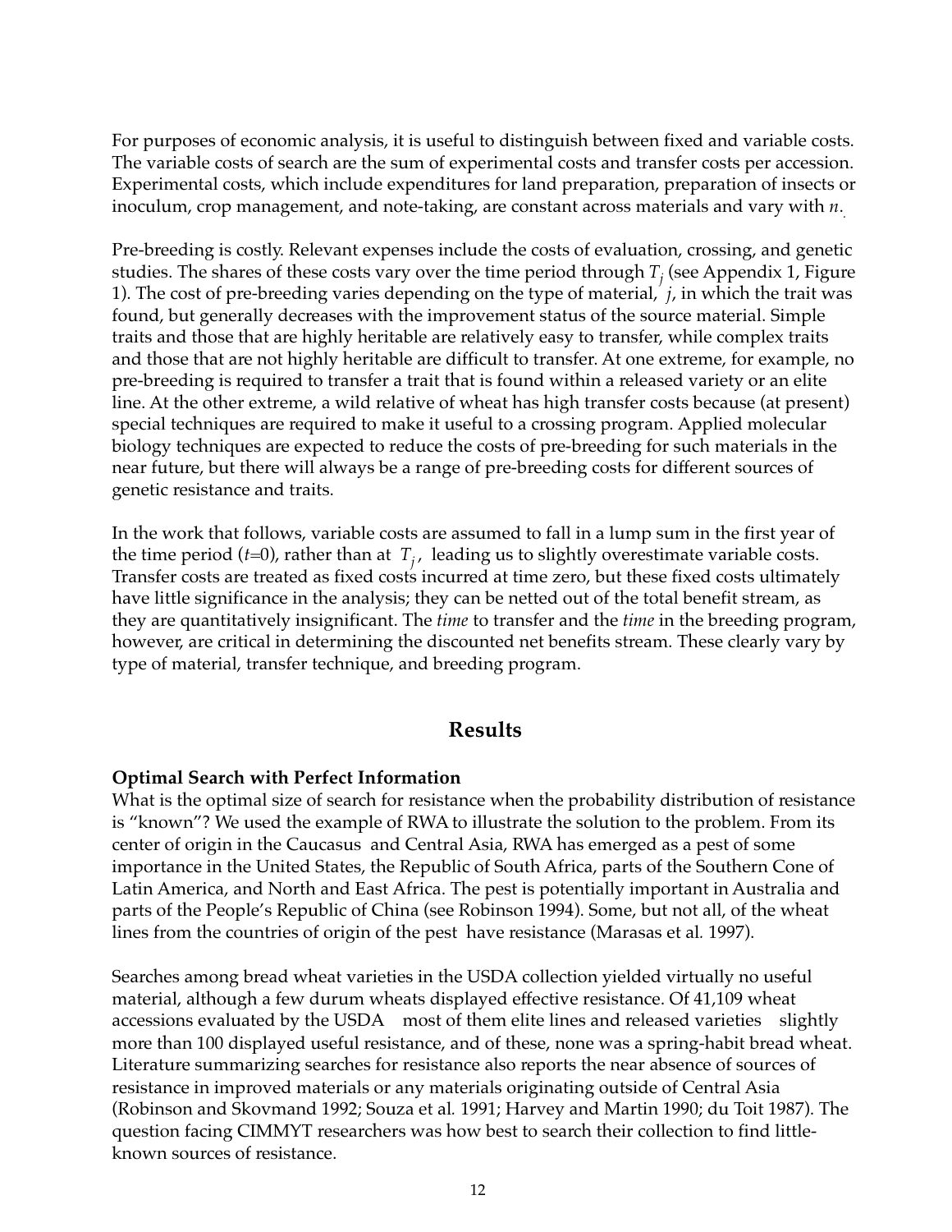For purposes of economic analysis, it is useful to distinguish between fixed and variable costs. The variable costs of search are the sum of experimental costs and transfer costs per accession. Experimental costs, which include expenditures for land preparation, preparation of insects or inoculum, crop management, and note-taking, are constant across materials and vary with $n$.

Pre-breeding is costly. Relevant expenses include the costs of evaluation, crossing, and genetic studies. The shares of these costs vary over the time period through $T_j$ (see Appendix 1, Figure 1). The cost of pre-breeding varies depending on the type of material, $j$, in which the trait was found, but generally decreases with the improvement status of the source material. Simple traits and those that are highly heritable are relatively easy to transfer, while complex traits and those that are not highly heritable are difficult to transfer. At one extreme, for example, no pre-breeding is required to transfer a trait that is found within a released variety or an elite line. At the other extreme, a wild relative of wheat has high transfer costs because (at present) special techniques are required to make it useful to a crossing program. Applied molecular biology techniques are expected to reduce the costs of pre-breeding for such materials in the near future, but there will always be a range of pre-breeding costs for different sources of genetic resistance and traits.

In the work that follows, variable costs are assumed to fall in a lump sum in the first year of the time period ($t$=0), rather than at $T_j$, leading us to slightly overestimate variable costs. Transfer costs are treated as fixed costs incurred at time zero, but these fixed costs ultimately have little significance in the analysis; they can be netted out of the total benefit stream, as they are quantitatively insignificant. The *time* to transfer and the *time* in the breeding program, however, are critical in determining the discounted net benefits stream. These clearly vary by type of material, transfer technique, and breeding program.

## Results

### Optimal Search with Perfect Information

What is the optimal size of search for resistance when the probability distribution of resistance is "known"? We used the example of RWA to illustrate the solution to the problem. From its center of origin in the Caucasus and Central Asia, RWA has emerged as a pest of some importance in the United States, the Republic of South Africa, parts of the Southern Cone of Latin America, and North and East Africa. The pest is potentially important in Australia and parts of the People's Republic of China (see Robinson 1994). Some, but not all, of the wheat lines from the countries of origin of the pest have resistance (Marasas et al. 1997).

Searches among bread wheat varieties in the USDA collection yielded virtually no useful material, although a few durum wheats displayed effective resistance. Of 41,109 wheat accessions evaluated by the USDA most of them elite lines and released varieties slightly more than 100 displayed useful resistance, and of these, none was a spring-habit bread wheat. Literature summarizing searches for resistance also reports the near absence of sources of resistance in improved materials or any materials originating outside of Central Asia (Robinson and Skovmand 1992; Souza et al. 1991; Harvey and Martin 1990; du Toit 1987). The question facing CIMMYT researchers was how best to search their collection to find little-known sources of resistance.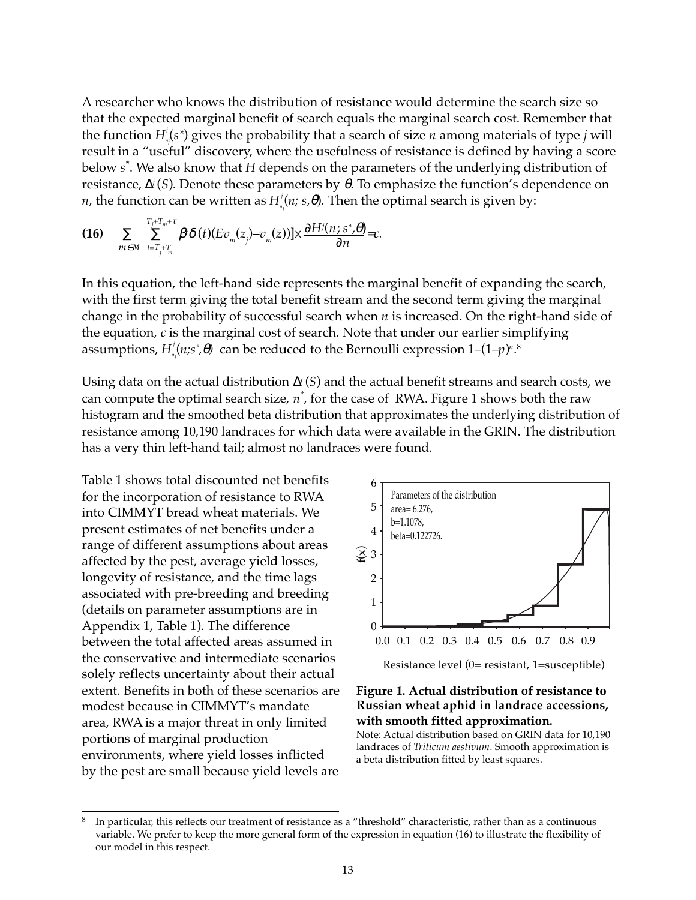A researcher who knows the distribution of resistance would determine the search size so that the expected marginal benefit of search equals the marginal search cost. Remember that the function $H^j_{n_j}(s^*)$ gives the probability that a search of size $n$ among materials of type $j$ will result in a "useful" discovery, where the usefulness of resistance is defined by having a score below $s^*$. We also know that $H$ depends on the parameters of the underlying distribution of resistance, $\Delta^j(S)$. Denote these parameters by $\theta$. To emphasize the function's dependence on $n$, the function can be written as $H^j_{n_j}(n; s,\theta)$. Then the optimal search is given by:

$$\textbf{(16)} \quad \sum_{m \in M} \sum_{t=T_j+T_m}^{T_j+\bar{T}_m+\tau} \beta\delta(t)(Ev_m(\underline{z}_j) - v_m(\bar{z}))] \times \frac{\partial H^j(n; s^*, \theta)}{\partial n} = c.$$

In this equation, the left-hand side represents the marginal benefit of expanding the search, with the first term giving the total benefit stream and the second term giving the marginal change in the probability of successful search when $n$ is increased. On the right-hand side of the equation, $c$ is the marginal cost of search. Note that under our earlier simplifying assumptions, $H^j_{n_j}(n;s^*,\theta)$ can be reduced to the Bernoulli expression $1-(1-p)^n$.[8]

Using data on the actual distribution $\Delta^j(S)$ and the actual benefit streams and search costs, we can compute the optimal search size, $n^*$, for the case of RWA. Figure 1 shows both the raw histogram and the smoothed beta distribution that approximates the underlying distribution of resistance among 10,190 landraces for which data were available in the GRIN. The distribution has a very thin left-hand tail; almost no landraces were found.

Table 1 shows total discounted net benefits for the incorporation of resistance to RWA into CIMMYT bread wheat materials. We present estimates of net benefits under a range of different assumptions about areas affected by the pest, average yield losses, longevity of resistance, and the time lags associated with pre-breeding and breeding (details on parameter assumptions are in Appendix 1, Table 1). The difference between the total affected areas assumed in the conservative and intermediate scenarios solely reflects uncertainty about their actual extent. Benefits in both of these scenarios are modest because in CIMMYT's mandate area, RWA is a major threat in only limited portions of marginal production environments, where yield losses inflicted by the pest are small because yield levels are

**Figure 1. Actual distribution of resistance to Russian wheat aphid in landrace accessions, with smooth fitted approximation.**

Note: Actual distribution based on GRIN data for 10,190 landraces of *Triticum aestivum*. Smooth approximation is a beta distribution fitted by least squares.

[8] In particular, this reflects our treatment of resistance as a "threshold" characteristic, rather than as a continuous variable. We prefer to keep the more general form of the expression in equation (16) to illustrate the flexibility of our model in this respect.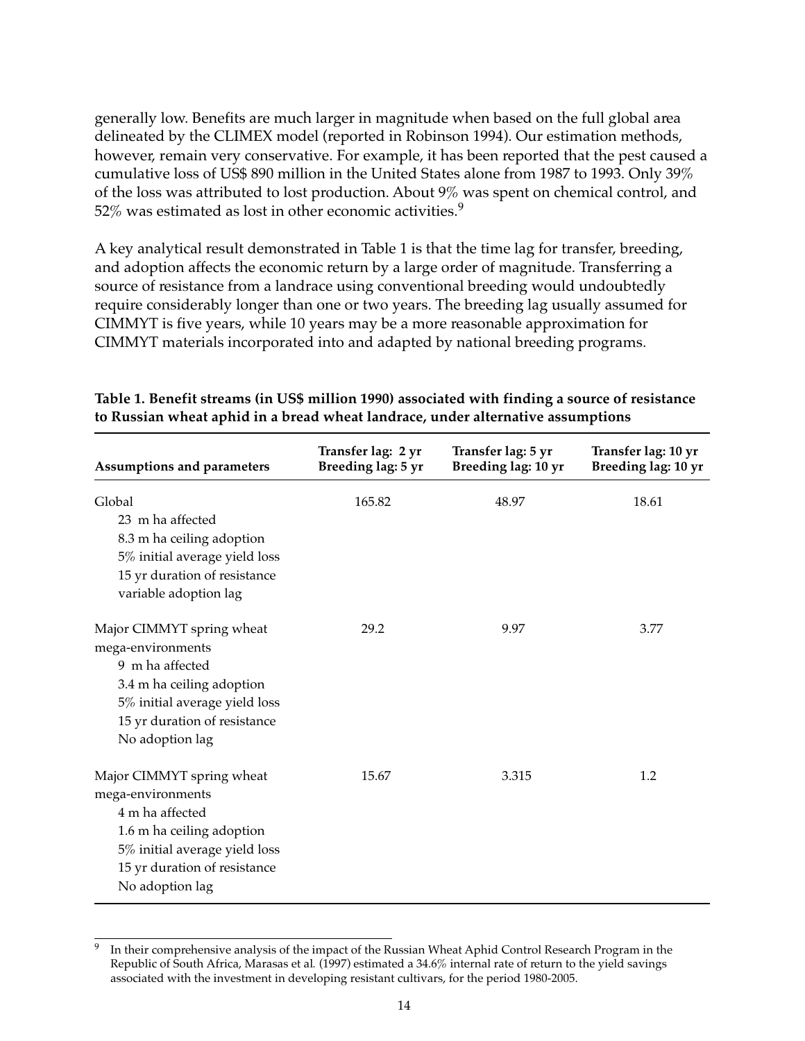generally low. Benefits are much larger in magnitude when based on the full global area delineated by the CLIMEX model (reported in Robinson 1994). Our estimation methods, however, remain very conservative. For example, it has been reported that the pest caused a cumulative loss of US$ 890 million in the United States alone from 1987 to 1993. Only 39% of the loss was attributed to lost production. About 9% was spent on chemical control, and 52% was estimated as lost in other economic activities.[9]

A key analytical result demonstrated in Table 1 is that the time lag for transfer, breeding, and adoption affects the economic return by a large order of magnitude. Transferring a source of resistance from a landrace using conventional breeding would undoubtedly require considerably longer than one or two years. The breeding lag usually assumed for CIMMYT is five years, while 10 years may be a more reasonable approximation for CIMMYT materials incorporated into and adapted by national breeding programs.

**Table 1. Benefit streams (in US$ million 1990) associated with finding a source of resistance to Russian wheat aphid in a bread wheat landrace, under alternative assumptions**

| Assumptions and parameters | Transfer lag: 2 yr Breeding lag: 5 yr | Transfer lag: 5 yr Breeding lag: 10 yr | Transfer lag: 10 yr Breeding lag: 10 yr |
|---|---|---|---|
| Global<br>23 m ha affected<br>8.3 m ha ceiling adoption<br>5% initial average yield loss<br>15 yr duration of resistance<br>variable adoption lag | 165.82 | 48.97 | 18.61 |
| Major CIMMYT spring wheat mega-environments<br>9 m ha affected<br>3.4 m ha ceiling adoption<br>5% initial average yield loss<br>15 yr duration of resistance<br>No adoption lag | 29.2 | 9.97 | 3.77 |
| Major CIMMYT spring wheat mega-environments<br>4 m ha affected<br>1.6 m ha ceiling adoption<br>5% initial average yield loss<br>15 yr duration of resistance<br>No adoption lag | 15.67 | 3.315 | 1.2 |

[9] In their comprehensive analysis of the impact of the Russian Wheat Aphid Control Research Program in the Republic of South Africa, Marasas et al. (1997) estimated a 34.6% internal rate of return to the yield savings associated with the investment in developing resistant cultivars, for the period 1980-2005.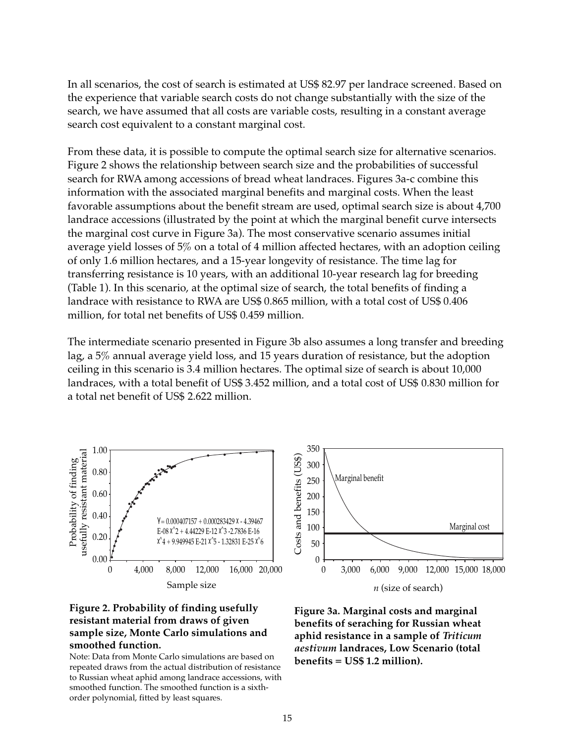In all scenarios, the cost of search is estimated at US$ 82.97 per landrace screened. Based on the experience that variable search costs do not change substantially with the size of the search, we have assumed that all costs are variable costs, resulting in a constant average search cost equivalent to a constant marginal cost.

From these data, it is possible to compute the optimal search size for alternative scenarios. Figure 2 shows the relationship between search size and the probabilities of successful search for RWA among accessions of bread wheat landraces. Figures 3a-c combine this information with the associated marginal benefits and marginal costs. When the least favorable assumptions about the benefit stream are used, optimal search size is about 4,700 landrace accessions (illustrated by the point at which the marginal benefit curve intersects the marginal cost curve in Figure 3a). The most conservative scenario assumes initial average yield losses of 5% on a total of 4 million affected hectares, with an adoption ceiling of only 1.6 million hectares, and a 15-year longevity of resistance. The time lag for transferring resistance is 10 years, with an additional 10-year research lag for breeding (Table 1). In this scenario, at the optimal size of search, the total benefits of finding a landrace with resistance to RWA are US$ 0.865 million, with a total cost of US$ 0.406 million, for total net benefits of US$ 0.459 million.

The intermediate scenario presented in Figure 3b also assumes a long transfer and breeding lag, a 5% annual average yield loss, and 15 years duration of resistance, but the adoption ceiling in this scenario is 3.4 million hectares. The optimal size of search is about 10,000 landraces, with a total benefit of US$ 3.452 million, and a total cost of US$ 0.830 million for a total net benefit of US$ 2.622 million.

$$Y = 0.000407157 + 0.000283429X - 4.39467E\text{-}08X^2 + 4.44229E\text{-}12X^3 - 2.7836E\text{-}16X^4 + 9.949945E\text{-}21X^5 - 1.32831E\text{-}25X^6$$

**Figure 2. Probability of finding usefully resistant material from draws of given sample size, Monte Carlo simulations and smoothed function.**

Note: Data from Monte Carlo simulations are based on repeated draws from the actual distribution of resistance to Russian wheat aphid among landrace accessions, with smoothed function. The smoothed function is a sixth-order polynomial, fitted by least squares.

**Figure 3a. Marginal costs and marginal benefits of seraching for Russian wheat aphid resistance in a sample of *Triticum aestivum* landraces, Low Scenario (total benefits = US$ 1.2 million).**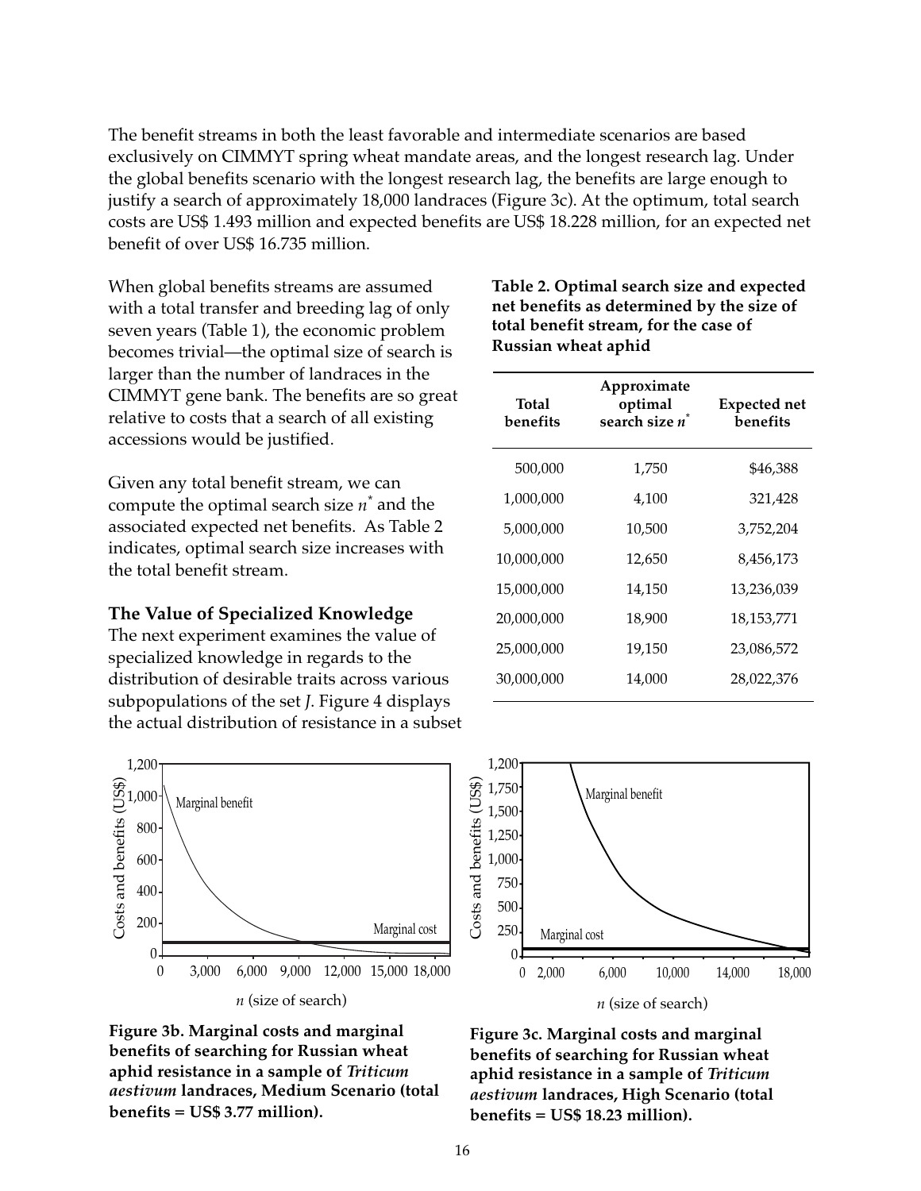The benefit streams in both the least favorable and intermediate scenarios are based exclusively on CIMMYT spring wheat mandate areas, and the longest research lag. Under the global benefits scenario with the longest research lag, the benefits are large enough to justify a search of approximately 18,000 landraces (Figure 3c). At the optimum, total search costs are US$ 1.493 million and expected benefits are US$ 18.228 million, for an expected net benefit of over US$ 16.735 million.

When global benefits streams are assumed with a total transfer and breeding lag of only seven years (Table 1), the economic problem becomes trivial—the optimal size of search is larger than the number of landraces in the CIMMYT gene bank. The benefits are so great relative to costs that a search of all existing accessions would be justified.

Given any total benefit stream, we can compute the optimal search size $n^*$ and the associated expected net benefits. As Table 2 indicates, optimal search size increases with the total benefit stream.

**Table 2. Optimal search size and expected net benefits as determined by the size of total benefit stream, for the case of Russian wheat aphid**

| Total benefits | Approximate optimal search size $n^*$ | Expected net benefits |
|---|---|---|
| 500,000 | 1,750 | $46,388 |
| 1,000,000 | 4,100 | 321,428 |
| 5,000,000 | 10,500 | 3,752,204 |
| 10,000,000 | 12,650 | 8,456,173 |
| 15,000,000 | 14,150 | 13,236,039 |
| 20,000,000 | 18,900 | 18,153,771 |
| 25,000,000 | 19,150 | 23,086,572 |
| 30,000,000 | 14,000 | 28,022,376 |

### The Value of Specialized Knowledge

The next experiment examines the value of specialized knowledge in regards to the distribution of desirable traits across various subpopulations of the set *J*. Figure 4 displays the actual distribution of resistance in a subset

**Figure 3b. Marginal costs and marginal benefits of searching for Russian wheat aphid resistance in a sample of *Triticum aestivum* landraces, Medium Scenario (total benefits = US$ 3.77 million).**

**Figure 3c. Marginal costs and marginal benefits of searching for Russian wheat aphid resistance in a sample of *Triticum aestivum* landraces, High Scenario (total benefits = US$ 18.23 million).**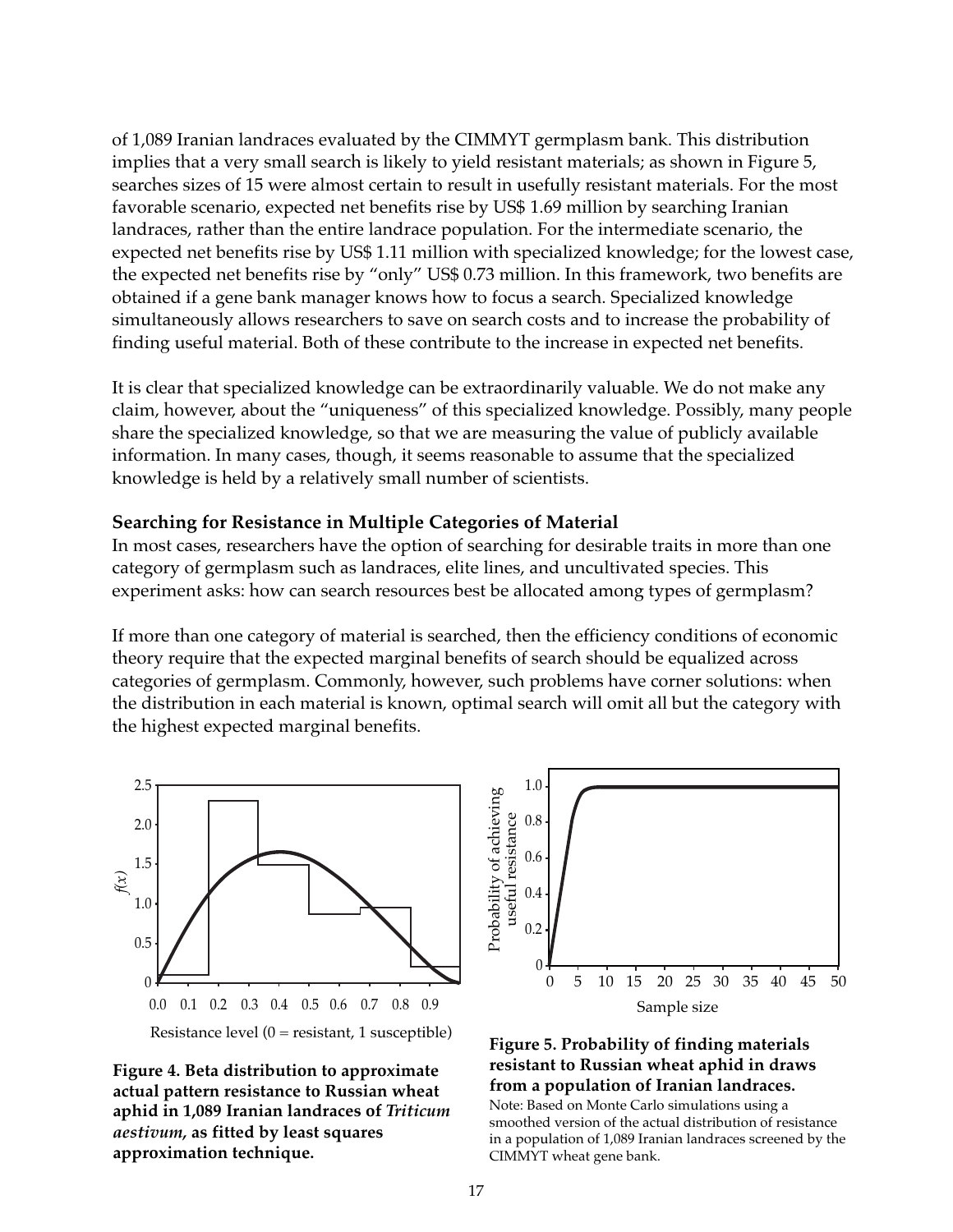of 1,089 Iranian landraces evaluated by the CIMMYT germplasm bank. This distribution implies that a very small search is likely to yield resistant materials; as shown in Figure 5, searches sizes of 15 were almost certain to result in usefully resistant materials. For the most favorable scenario, expected net benefits rise by US$ 1.69 million by searching Iranian landraces, rather than the entire landrace population. For the intermediate scenario, the expected net benefits rise by US$ 1.11 million with specialized knowledge; for the lowest case, the expected net benefits rise by "only" US$ 0.73 million. In this framework, two benefits are obtained if a gene bank manager knows how to focus a search. Specialized knowledge simultaneously allows researchers to save on search costs and to increase the probability of finding useful material. Both of these contribute to the increase in expected net benefits.

It is clear that specialized knowledge can be extraordinarily valuable. We do not make any claim, however, about the "uniqueness" of this specialized knowledge. Possibly, many people share the specialized knowledge, so that we are measuring the value of publicly available information. In many cases, though, it seems reasonable to assume that the specialized knowledge is held by a relatively small number of scientists.

### Searching for Resistance in Multiple Categories of Material

In most cases, researchers have the option of searching for desirable traits in more than one category of germplasm such as landraces, elite lines, and uncultivated species. This experiment asks: how can search resources best be allocated among types of germplasm?

If more than one category of material is searched, then the efficiency conditions of economic theory require that the expected marginal benefits of search should be equalized across categories of germplasm. Commonly, however, such problems have corner solutions: when the distribution in each material is known, optimal search will omit all but the category with the highest expected marginal benefits.

**Figure 4. Beta distribution to approximate actual pattern resistance to Russian wheat aphid in 1,089 Iranian landraces of *Triticum aestivum*, as fitted by least squares approximation technique.**

**Figure 5. Probability of finding materials resistant to Russian wheat aphid in draws from a population of Iranian landraces.**

Note: Based on Monte Carlo simulations using a smoothed version of the actual distribution of resistance in a population of 1,089 Iranian landraces screened by the CIMMYT wheat gene bank.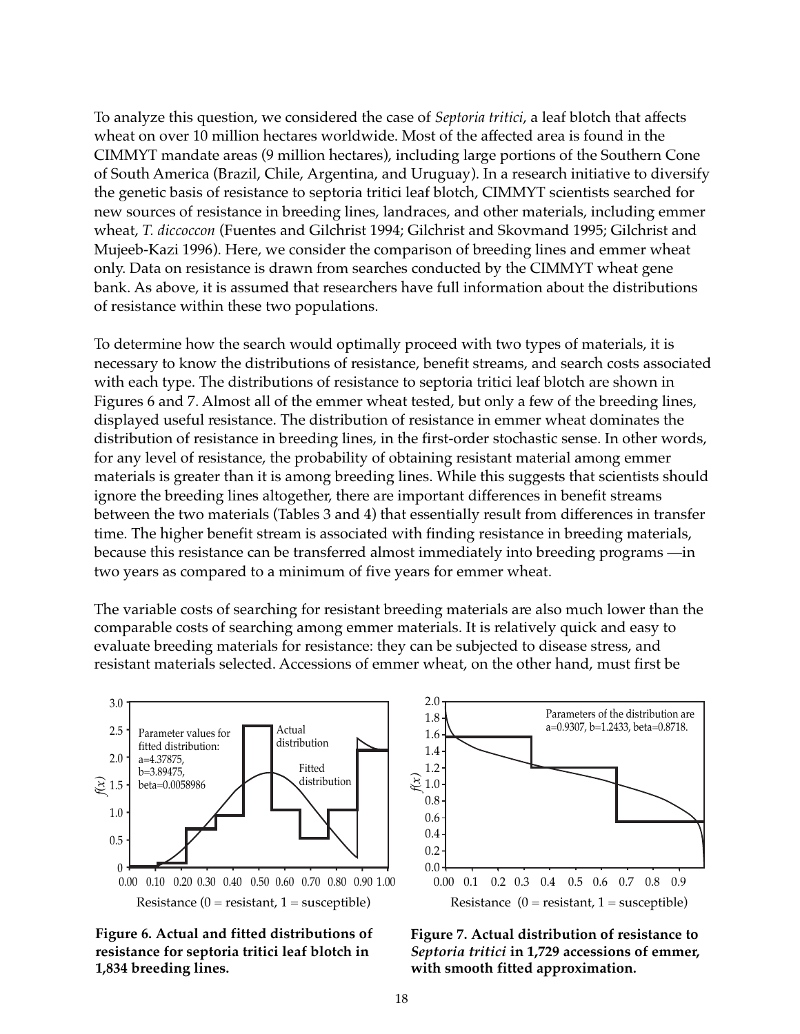To analyze this question, we considered the case of *Septoria tritici*, a leaf blotch that affects wheat on over 10 million hectares worldwide. Most of the affected area is found in the CIMMYT mandate areas (9 million hectares), including large portions of the Southern Cone of South America (Brazil, Chile, Argentina, and Uruguay). In a research initiative to diversify the genetic basis of resistance to septoria tritici leaf blotch, CIMMYT scientists searched for new sources of resistance in breeding lines, landraces, and other materials, including emmer wheat, *T. diccoccon* (Fuentes and Gilchrist 1994; Gilchrist and Skovmand 1995; Gilchrist and Mujeeb-Kazi 1996). Here, we consider the comparison of breeding lines and emmer wheat only. Data on resistance is drawn from searches conducted by the CIMMYT wheat gene bank. As above, it is assumed that researchers have full information about the distributions of resistance within these two populations.

To determine how the search would optimally proceed with two types of materials, it is necessary to know the distributions of resistance, benefit streams, and search costs associated with each type. The distributions of resistance to septoria tritici leaf blotch are shown in Figures 6 and 7. Almost all of the emmer wheat tested, but only a few of the breeding lines, displayed useful resistance. The distribution of resistance in emmer wheat dominates the distribution of resistance in breeding lines, in the first-order stochastic sense. In other words, for any level of resistance, the probability of obtaining resistant material among emmer materials is greater than it is among breeding lines. While this suggests that scientists should ignore the breeding lines altogether, there are important differences in benefit streams between the two materials (Tables 3 and 4) that essentially result from differences in transfer time. The higher benefit stream is associated with finding resistance in breeding materials, because this resistance can be transferred almost immediately into breeding programs —in two years as compared to a minimum of five years for emmer wheat.

The variable costs of searching for resistant breeding materials are also much lower than the comparable costs of searching among emmer materials. It is relatively quick and easy to evaluate breeding materials for resistance: they can be subjected to disease stress, and resistant materials selected. Accessions of emmer wheat, on the other hand, must first be

**Figure 6. Actual and fitted distributions of resistance for septoria tritici leaf blotch in 1,834 breeding lines.**

**Figure 7. Actual distribution of resistance to *Septoria tritici* in 1,729 accessions of emmer, with smooth fitted approximation.**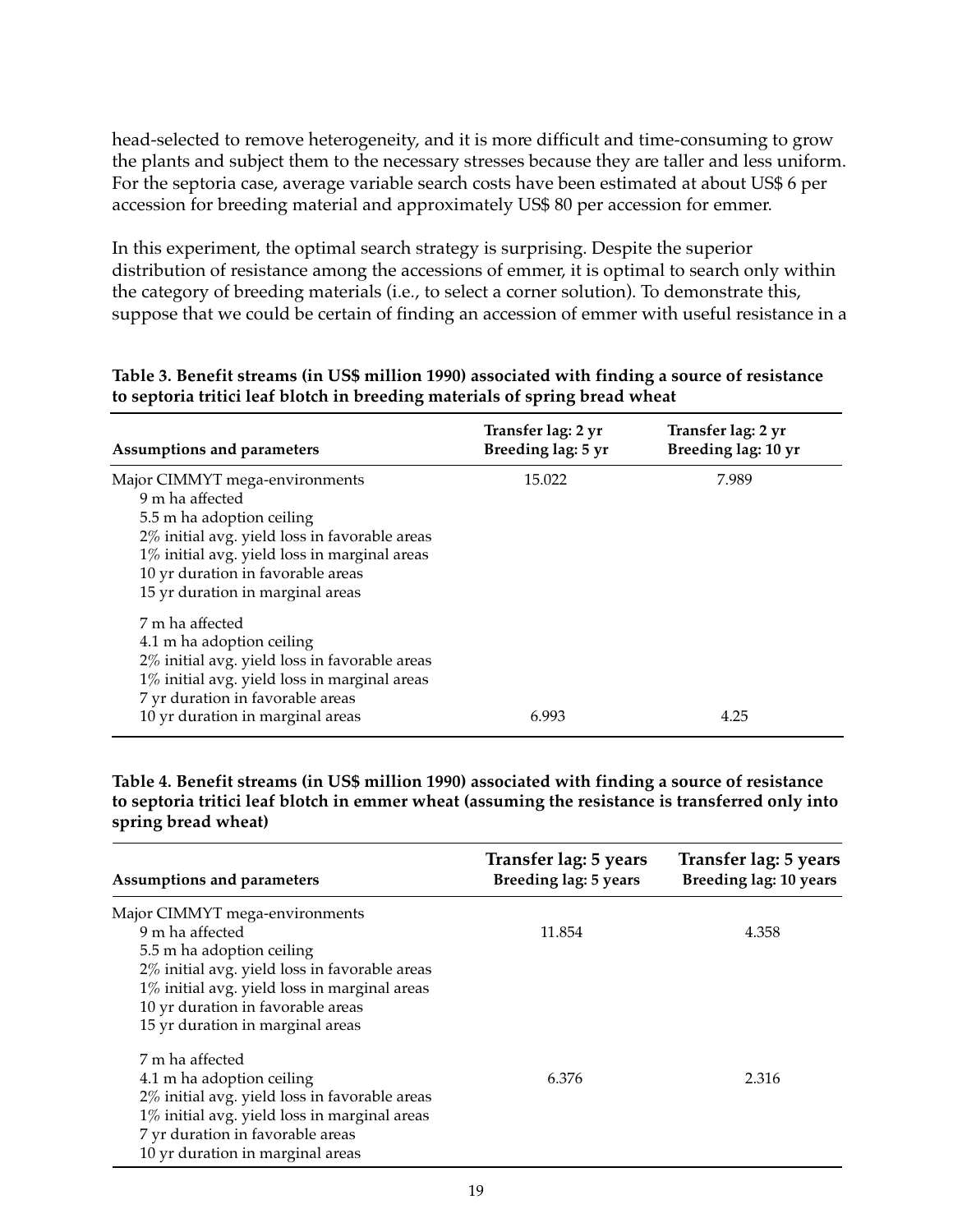head-selected to remove heterogeneity, and it is more difficult and time-consuming to grow the plants and subject them to the necessary stresses because they are taller and less uniform. For the septoria case, average variable search costs have been estimated at about US$ 6 per accession for breeding material and approximately US$ 80 per accession for emmer.

In this experiment, the optimal search strategy is surprising. Despite the superior distribution of resistance among the accessions of emmer, it is optimal to search only within the category of breeding materials (i.e., to select a corner solution). To demonstrate this, suppose that we could be certain of finding an accession of emmer with useful resistance in a

**Table 3. Benefit streams (in US$ million 1990) associated with finding a source of resistance to septoria tritici leaf blotch in breeding materials of spring bread wheat**

| Assumptions and parameters | Transfer lag: 2 yr Breeding lag: 5 yr | Transfer lag: 2 yr Breeding lag: 10 yr |
|---|---|---|
| Major CIMMYT mega-environments<br>9 m ha affected<br>5.5 m ha adoption ceiling<br>2% initial avg. yield loss in favorable areas<br>1% initial avg. yield loss in marginal areas<br>10 yr duration in favorable areas<br>15 yr duration in marginal areas | 15.022 | 7.989 |
| 7 m ha affected<br>4.1 m ha adoption ceiling<br>2% initial avg. yield loss in favorable areas<br>1% initial avg. yield loss in marginal areas<br>7 yr duration in favorable areas<br>10 yr duration in marginal areas | 6.993 | 4.25 |

**Table 4. Benefit streams (in US$ million 1990) associated with finding a source of resistance to septoria tritici leaf blotch in emmer wheat (assuming the resistance is transferred only into spring bread wheat)**

| Assumptions and parameters | Transfer lag: 5 years Breeding lag: 5 years | Transfer lag: 5 years Breeding lag: 10 years |
|---|---|---|
| Major CIMMYT mega-environments<br>9 m ha affected<br>5.5 m ha adoption ceiling<br>2% initial avg. yield loss in favorable areas<br>1% initial avg. yield loss in marginal areas<br>10 yr duration in favorable areas<br>15 yr duration in marginal areas | 11.854 | 4.358 |
| 7 m ha affected<br>4.1 m ha adoption ceiling<br>2% initial avg. yield loss in favorable areas<br>1% initial avg. yield loss in marginal areas<br>7 yr duration in favorable areas<br>10 yr duration in marginal areas | 6.376 | 2.316 |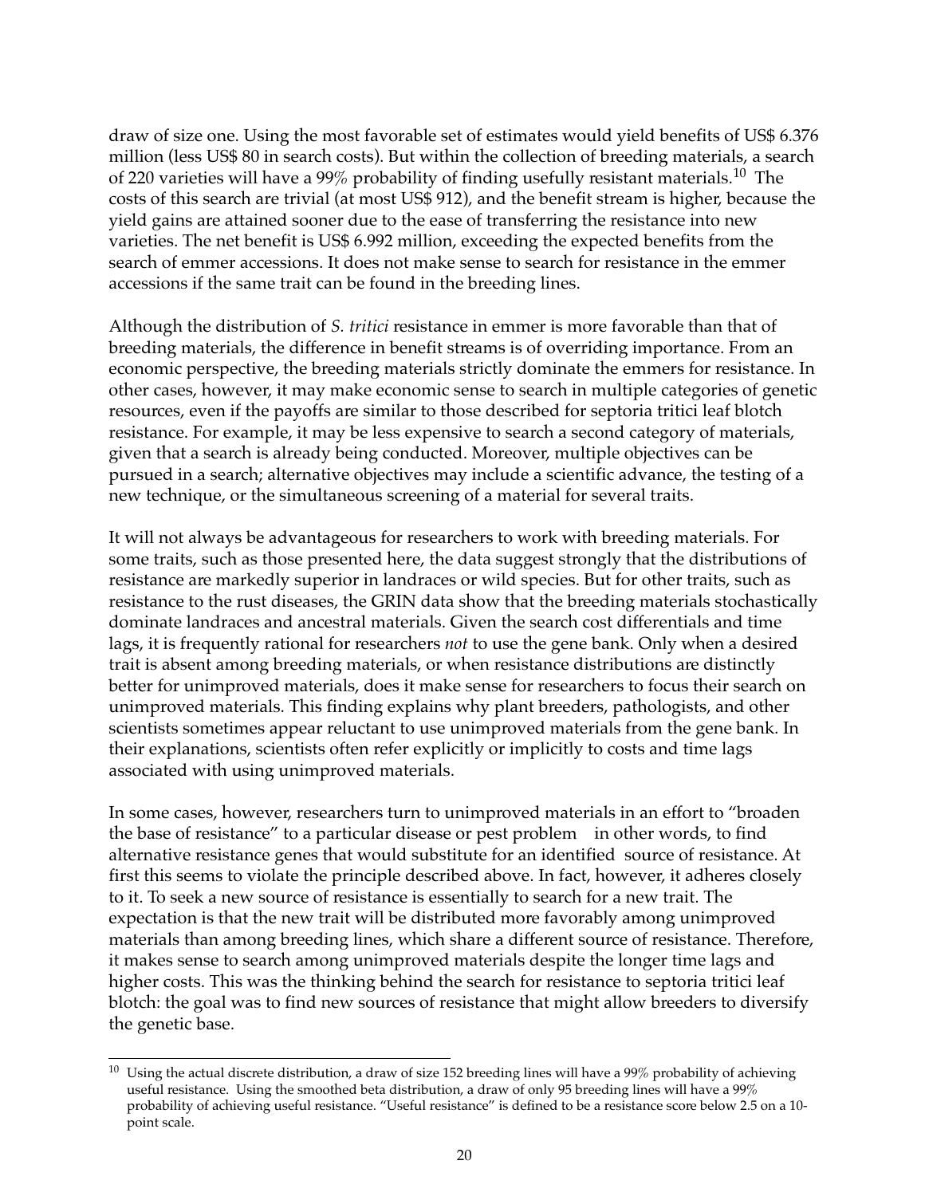draw of size one. Using the most favorable set of estimates would yield benefits of US$ 6.376 million (less US$ 80 in search costs). But within the collection of breeding materials, a search of 220 varieties will have a 99% probability of finding usefully resistant materials.[10] The costs of this search are trivial (at most US$ 912), and the benefit stream is higher, because the yield gains are attained sooner due to the ease of transferring the resistance into new varieties. The net benefit is US$ 6.992 million, exceeding the expected benefits from the search of emmer accessions. It does not make sense to search for resistance in the emmer accessions if the same trait can be found in the breeding lines.

Although the distribution of *S. tritici* resistance in emmer is more favorable than that of breeding materials, the difference in benefit streams is of overriding importance. From an economic perspective, the breeding materials strictly dominate the emmers for resistance. In other cases, however, it may make economic sense to search in multiple categories of genetic resources, even if the payoffs are similar to those described for septoria tritici leaf blotch resistance. For example, it may be less expensive to search a second category of materials, given that a search is already being conducted. Moreover, multiple objectives can be pursued in a search; alternative objectives may include a scientific advance, the testing of a new technique, or the simultaneous screening of a material for several traits.

It will not always be advantageous for researchers to work with breeding materials. For some traits, such as those presented here, the data suggest strongly that the distributions of resistance are markedly superior in landraces or wild species. But for other traits, such as resistance to the rust diseases, the GRIN data show that the breeding materials stochastically dominate landraces and ancestral materials. Given the search cost differentials and time lags, it is frequently rational for researchers *not* to use the gene bank. Only when a desired trait is absent among breeding materials, or when resistance distributions are distinctly better for unimproved materials, does it make sense for researchers to focus their search on unimproved materials. This finding explains why plant breeders, pathologists, and other scientists sometimes appear reluctant to use unimproved materials from the gene bank. In their explanations, scientists often refer explicitly or implicitly to costs and time lags associated with using unimproved materials.

In some cases, however, researchers turn to unimproved materials in an effort to "broaden the base of resistance" to a particular disease or pest problem in other words, to find alternative resistance genes that would substitute for an identified source of resistance. At first this seems to violate the principle described above. In fact, however, it adheres closely to it. To seek a new source of resistance is essentially to search for a new trait. The expectation is that the new trait will be distributed more favorably among unimproved materials than among breeding lines, which share a different source of resistance. Therefore, it makes sense to search among unimproved materials despite the longer time lags and higher costs. This was the thinking behind the search for resistance to septoria tritici leaf blotch: the goal was to find new sources of resistance that might allow breeders to diversify the genetic base.

[10] Using the actual discrete distribution, a draw of size 152 breeding lines will have a 99% probability of achieving useful resistance. Using the smoothed beta distribution, a draw of only 95 breeding lines will have a 99% probability of achieving useful resistance. "Useful resistance" is defined to be a resistance score below 2.5 on a 10-point scale.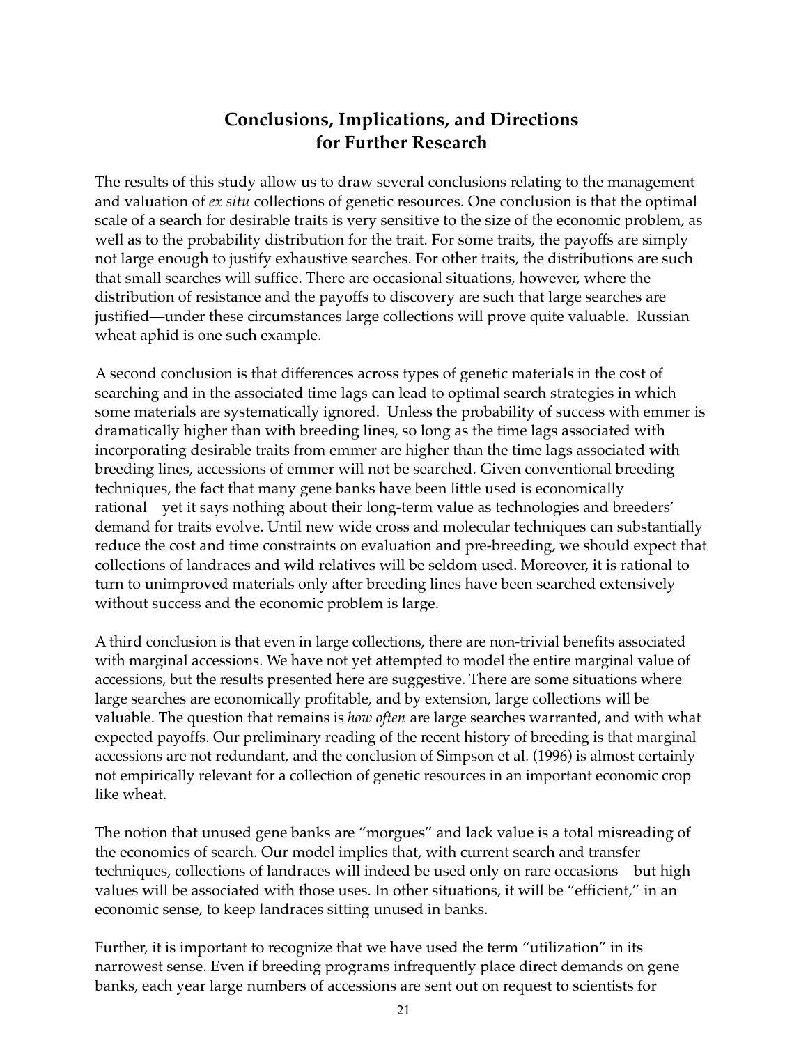# Conclusions, Implications, and Directions for Further Research

The results of this study allow us to draw several conclusions relating to the management and valuation of *ex situ* collections of genetic resources. One conclusion is that the optimal scale of a search for desirable traits is very sensitive to the size of the economic problem, as well as to the probability distribution for the trait. For some traits, the payoffs are simply not large enough to justify exhaustive searches. For other traits, the distributions are such that small searches will suffice. There are occasional situations, however, where the distribution of resistance and the payoffs to discovery are such that large searches are justified—under these circumstances large collections will prove quite valuable. Russian wheat aphid is one such example.

A second conclusion is that differences across types of genetic materials in the cost of searching and in the associated time lags can lead to optimal search strategies in which some materials are systematically ignored. Unless the probability of success with emmer is dramatically higher than with breeding lines, so long as the time lags associated with incorporating desirable traits from emmer are higher than the time lags associated with breeding lines, accessions of emmer will not be searched. Given conventional breeding techniques, the fact that many gene banks have been little used is economically rational yet it says nothing about their long-term value as technologies and breeders' demand for traits evolve. Until new wide cross and molecular techniques can substantially reduce the cost and time constraints on evaluation and pre-breeding, we should expect that collections of landraces and wild relatives will be seldom used. Moreover, it is rational to turn to unimproved materials only after breeding lines have been searched extensively without success and the economic problem is large.

A third conclusion is that even in large collections, there are non-trivial benefits associated with marginal accessions. We have not yet attempted to model the entire marginal value of accessions, but the results presented here are suggestive. There are some situations where large searches are economically profitable, and by extension, large collections will be valuable. The question that remains is *how often* are large searches warranted, and with what expected payoffs. Our preliminary reading of the recent history of breeding is that marginal accessions are not redundant, and the conclusion of Simpson et al. (1996) is almost certainly not empirically relevant for a collection of genetic resources in an important economic crop like wheat.

The notion that unused gene banks are "morgues" and lack value is a total misreading of the economics of search. Our model implies that, with current search and transfer techniques, collections of landraces will indeed be used only on rare occasions but high values will be associated with those uses. In other situations, it will be "efficient," in an economic sense, to keep landraces sitting unused in banks.

Further, it is important to recognize that we have used the term "utilization" in its narrowest sense. Even if breeding programs infrequently place direct demands on gene banks, each year large numbers of accessions are sent out on request to scientists for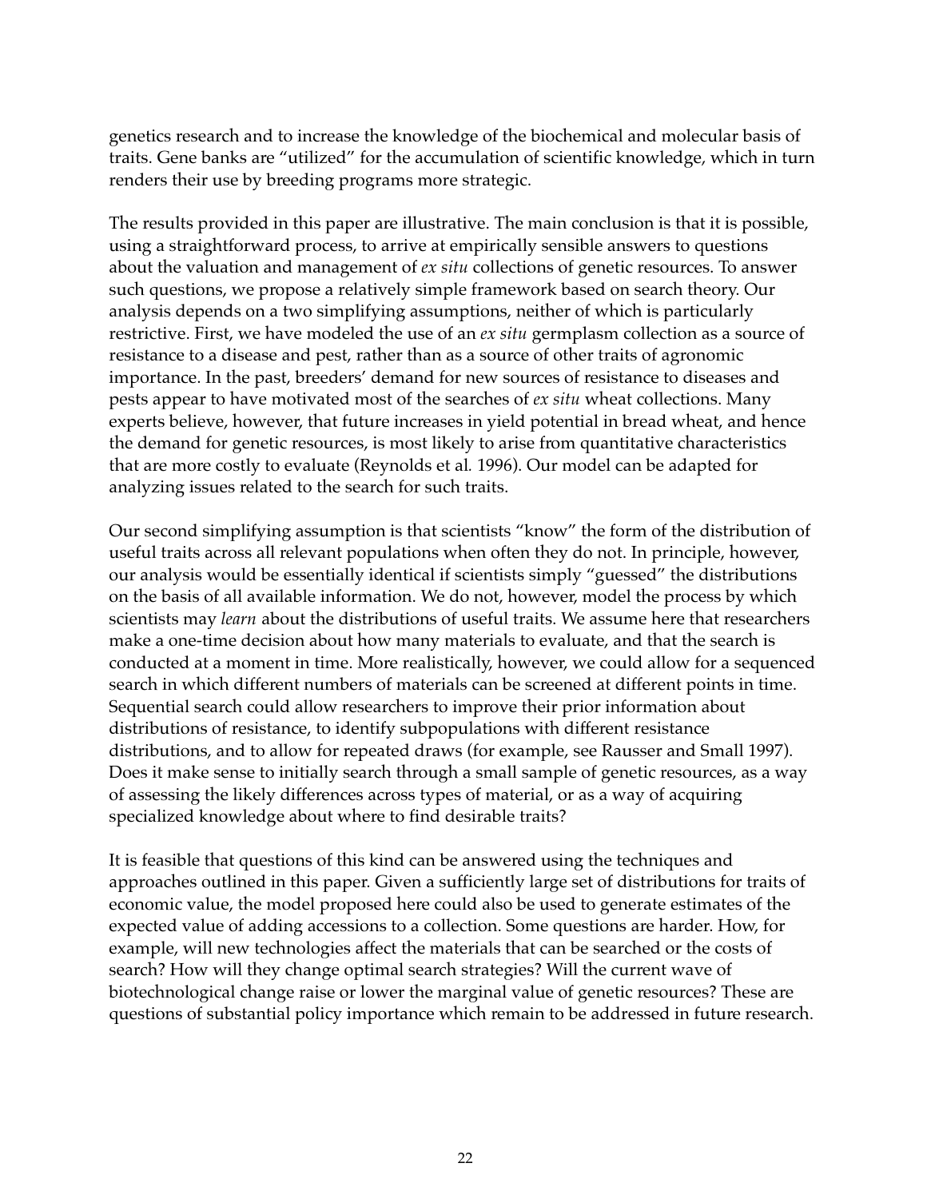genetics research and to increase the knowledge of the biochemical and molecular basis of traits. Gene banks are "utilized" for the accumulation of scientific knowledge, which in turn renders their use by breeding programs more strategic.

The results provided in this paper are illustrative. The main conclusion is that it is possible, using a straightforward process, to arrive at empirically sensible answers to questions about the valuation and management of *ex situ* collections of genetic resources. To answer such questions, we propose a relatively simple framework based on search theory. Our analysis depends on a two simplifying assumptions, neither of which is particularly restrictive. First, we have modeled the use of an *ex situ* germplasm collection as a source of resistance to a disease and pest, rather than as a source of other traits of agronomic importance. In the past, breeders' demand for new sources of resistance to diseases and pests appear to have motivated most of the searches of *ex situ* wheat collections. Many experts believe, however, that future increases in yield potential in bread wheat, and hence the demand for genetic resources, is most likely to arise from quantitative characteristics that are more costly to evaluate (Reynolds et al*.* 1996). Our model can be adapted for analyzing issues related to the search for such traits.

Our second simplifying assumption is that scientists "know" the form of the distribution of useful traits across all relevant populations when often they do not. In principle, however, our analysis would be essentially identical if scientists simply "guessed" the distributions on the basis of all available information. We do not, however, model the process by which scientists may *learn* about the distributions of useful traits. We assume here that researchers make a one-time decision about how many materials to evaluate, and that the search is conducted at a moment in time. More realistically, however, we could allow for a sequenced search in which different numbers of materials can be screened at different points in time. Sequential search could allow researchers to improve their prior information about distributions of resistance, to identify subpopulations with different resistance distributions, and to allow for repeated draws (for example, see Rausser and Small 1997). Does it make sense to initially search through a small sample of genetic resources, as a way of assessing the likely differences across types of material, or as a way of acquiring specialized knowledge about where to find desirable traits?

It is feasible that questions of this kind can be answered using the techniques and approaches outlined in this paper. Given a sufficiently large set of distributions for traits of economic value, the model proposed here could also be used to generate estimates of the expected value of adding accessions to a collection. Some questions are harder. How, for example, will new technologies affect the materials that can be searched or the costs of search? How will they change optimal search strategies? Will the current wave of biotechnological change raise or lower the marginal value of genetic resources? These are questions of substantial policy importance which remain to be addressed in future research.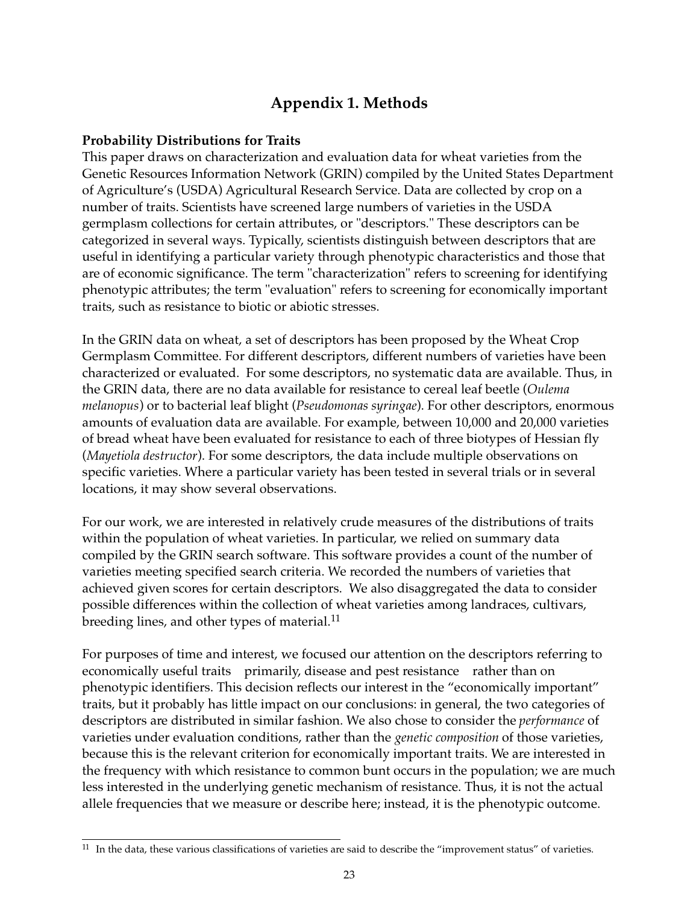# Appendix 1. Methods

**Probability Distributions for Traits**

This paper draws on characterization and evaluation data for wheat varieties from the Genetic Resources Information Network (GRIN) compiled by the United States Department of Agriculture's (USDA) Agricultural Research Service. Data are collected by crop on a number of traits. Scientists have screened large numbers of varieties in the USDA germplasm collections for certain attributes, or "descriptors." These descriptors can be categorized in several ways. Typically, scientists distinguish between descriptors that are useful in identifying a particular variety through phenotypic characteristics and those that are of economic significance. The term "characterization" refers to screening for identifying phenotypic attributes; the term "evaluation" refers to screening for economically important traits, such as resistance to biotic or abiotic stresses.

In the GRIN data on wheat, a set of descriptors has been proposed by the Wheat Crop Germplasm Committee. For different descriptors, different numbers of varieties have been characterized or evaluated. For some descriptors, no systematic data are available. Thus, in the GRIN data, there are no data available for resistance to cereal leaf beetle (*Oulema melanopus*) or to bacterial leaf blight (*Pseudomonas syringae*). For other descriptors, enormous amounts of evaluation data are available. For example, between 10,000 and 20,000 varieties of bread wheat have been evaluated for resistance to each of three biotypes of Hessian fly (*Mayetiola destructor*). For some descriptors, the data include multiple observations on specific varieties. Where a particular variety has been tested in several trials or in several locations, it may show several observations.

For our work, we are interested in relatively crude measures of the distributions of traits within the population of wheat varieties. In particular, we relied on summary data compiled by the GRIN search software. This software provides a count of the number of varieties meeting specified search criteria. We recorded the numbers of varieties that achieved given scores for certain descriptors. We also disaggregated the data to consider possible differences within the collection of wheat varieties among landraces, cultivars, breeding lines, and other types of material.[11]

For purposes of time and interest, we focused our attention on the descriptors referring to economically useful traits — primarily, disease and pest resistance — rather than on phenotypic identifiers. This decision reflects our interest in the "economically important" traits, but it probably has little impact on our conclusions: in general, the two categories of descriptors are distributed in similar fashion. We also chose to consider the *performance* of varieties under evaluation conditions, rather than the *genetic composition* of those varieties, because this is the relevant criterion for economically important traits. We are interested in the frequency with which resistance to common bunt occurs in the population; we are much less interested in the underlying genetic mechanism of resistance. Thus, it is not the actual allele frequencies that we measure or describe here; instead, it is the phenotypic outcome.

---

[11] In the data, these various classifications of varieties are said to describe the "improvement status" of varieties.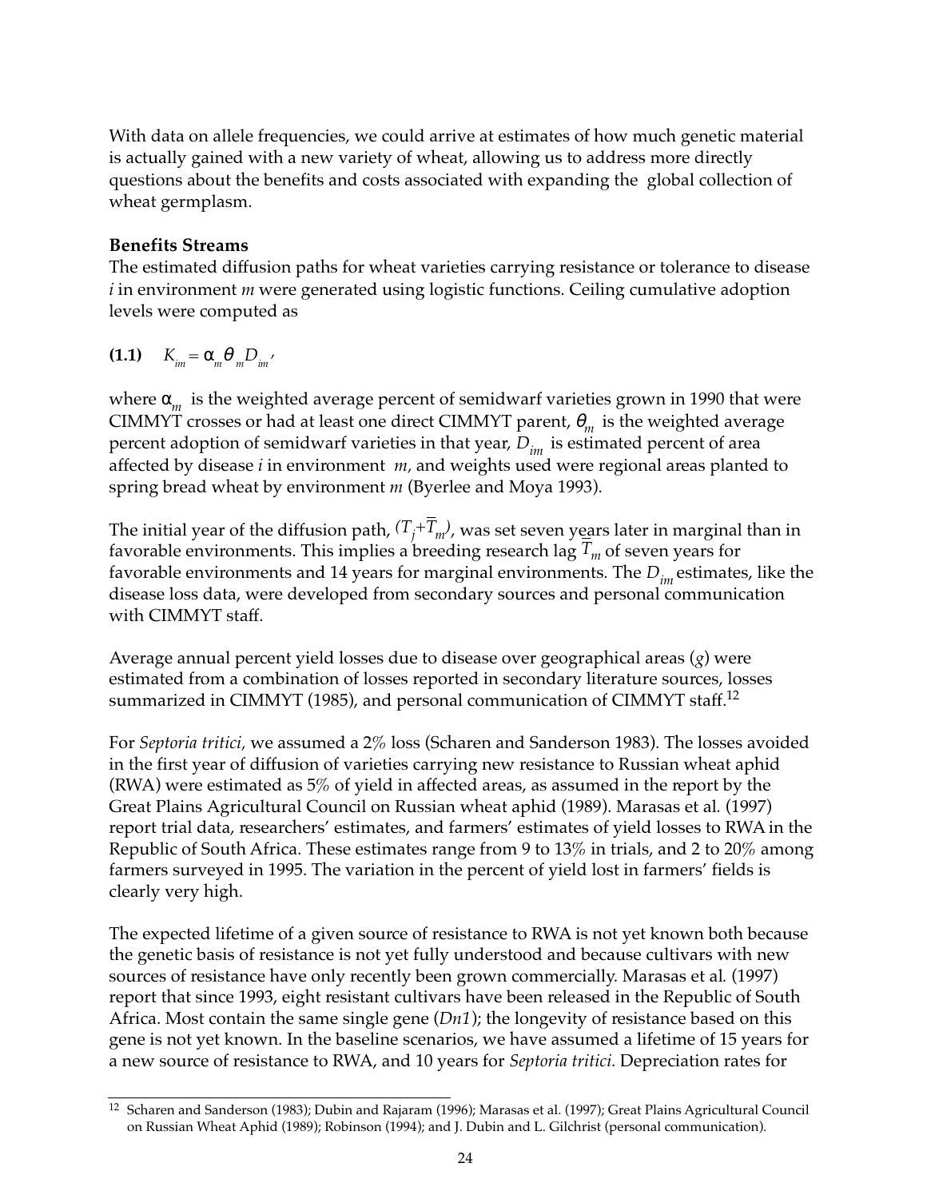With data on allele frequencies, we could arrive at estimates of how much genetic material is actually gained with a new variety of wheat, allowing us to address more directly questions about the benefits and costs associated with expanding the global collection of wheat germplasm.

**Benefits Streams**

The estimated diffusion paths for wheat varieties carrying resistance or tolerance to disease *i* in environment *m* were generated using logistic functions. Ceiling cumulative adoption levels were computed as

**(1.1)** $K_{im} = \alpha_m \theta_m D_{im}$,

where $\alpha_m$ is the weighted average percent of semidwarf varieties grown in 1990 that were CIMMYT crosses or had at least one direct CIMMYT parent, $\theta_m$ is the weighted average percent adoption of semidwarf varieties in that year, $D_{im}$ is estimated percent of area affected by disease *i* in environment *m*, and weights used were regional areas planted to spring bread wheat by environment *m* (Byerlee and Moya 1993).

The initial year of the diffusion path, $(T_j+\overline{T}_m)$, was set seven years later in marginal than in favorable environments. This implies a breeding research lag $\overline{T}_m$ of seven years for favorable environments and 14 years for marginal environments. The $D_{im}$ estimates, like the disease loss data, were developed from secondary sources and personal communication with CIMMYT staff.

Average annual percent yield losses due to disease over geographical areas (*g*) were estimated from a combination of losses reported in secondary literature sources, losses summarized in CIMMYT (1985), and personal communication of CIMMYT staff.[12]

For *Septoria tritici,* we assumed a 2% loss (Scharen and Sanderson 1983). The losses avoided in the first year of diffusion of varieties carrying new resistance to Russian wheat aphid (RWA) were estimated as 5% of yield in affected areas, as assumed in the report by the Great Plains Agricultural Council on Russian wheat aphid (1989). Marasas et al. (1997) report trial data, researchers' estimates, and farmers' estimates of yield losses to RWA in the Republic of South Africa. These estimates range from 9 to 13% in trials, and 2 to 20% among farmers surveyed in 1995. The variation in the percent of yield lost in farmers' fields is clearly very high.

The expected lifetime of a given source of resistance to RWA is not yet known both because the genetic basis of resistance is not yet fully understood and because cultivars with new sources of resistance have only recently been grown commercially. Marasas et al. (1997) report that since 1993, eight resistant cultivars have been released in the Republic of South Africa. Most contain the same single gene (*Dn1*); the longevity of resistance based on this gene is not yet known. In the baseline scenarios, we have assumed a lifetime of 15 years for a new source of resistance to RWA, and 10 years for *Septoria tritici*. Depreciation rates for

---

[12] Scharen and Sanderson (1983); Dubin and Rajaram (1996); Marasas et al. (1997); Great Plains Agricultural Council on Russian Wheat Aphid (1989); Robinson (1994); and J. Dubin and L. Gilchrist (personal communication).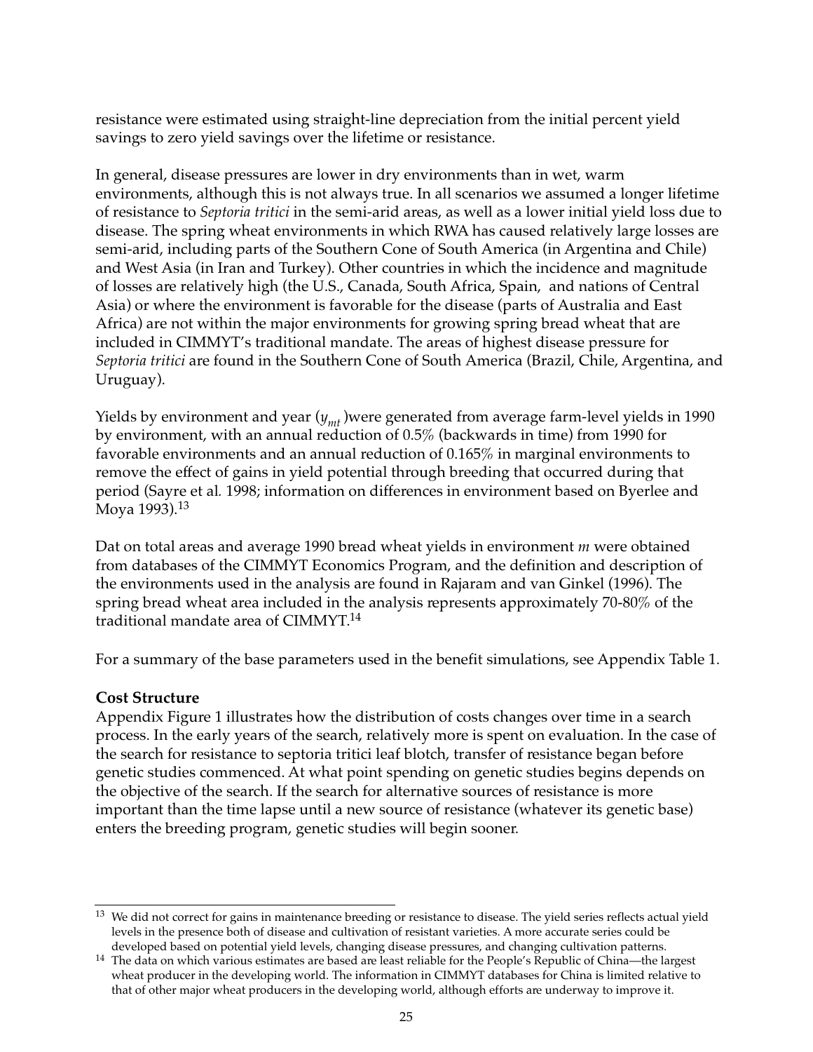resistance were estimated using straight-line depreciation from the initial percent yield savings to zero yield savings over the lifetime or resistance.

In general, disease pressures are lower in dry environments than in wet, warm environments, although this is not always true. In all scenarios we assumed a longer lifetime of resistance to *Septoria tritici* in the semi-arid areas, as well as a lower initial yield loss due to disease. The spring wheat environments in which RWA has caused relatively large losses are semi-arid, including parts of the Southern Cone of South America (in Argentina and Chile) and West Asia (in Iran and Turkey). Other countries in which the incidence and magnitude of losses are relatively high (the U.S., Canada, South Africa, Spain, and nations of Central Asia) or where the environment is favorable for the disease (parts of Australia and East Africa) are not within the major environments for growing spring bread wheat that are included in CIMMYT's traditional mandate. The areas of highest disease pressure for *Septoria tritici* are found in the Southern Cone of South America (Brazil, Chile, Argentina, and Uruguay).

Yields by environment and year ($y_{mt}$ )were generated from average farm-level yields in 1990 by environment, with an annual reduction of 0.5% (backwards in time) from 1990 for favorable environments and an annual reduction of 0.165% in marginal environments to remove the effect of gains in yield potential through breeding that occurred during that period (Sayre et al. 1998; information on differences in environment based on Byerlee and Moya 1993).[13]

Dat on total areas and average 1990 bread wheat yields in environment *m* were obtained from databases of the CIMMYT Economics Program, and the definition and description of the environments used in the analysis are found in Rajaram and van Ginkel (1996). The spring bread wheat area included in the analysis represents approximately 70-80% of the traditional mandate area of CIMMYT.[14]

For a summary of the base parameters used in the benefit simulations, see Appendix Table 1.

**Cost Structure**

Appendix Figure 1 illustrates how the distribution of costs changes over time in a search process. In the early years of the search, relatively more is spent on evaluation. In the case of the search for resistance to septoria tritici leaf blotch, transfer of resistance began before genetic studies commenced. At what point spending on genetic studies begins depends on the objective of the search. If the search for alternative sources of resistance is more important than the time lapse until a new source of resistance (whatever its genetic base) enters the breeding program, genetic studies will begin sooner.

---

[13] We did not correct for gains in maintenance breeding or resistance to disease. The yield series reflects actual yield levels in the presence both of disease and cultivation of resistant varieties. A more accurate series could be developed based on potential yield levels, changing disease pressures, and changing cultivation patterns.

[14] The data on which various estimates are based are least reliable for the People's Republic of China—the largest wheat producer in the developing world. The information in CIMMYT databases for China is limited relative to that of other major wheat producers in the developing world, although efforts are underway to improve it.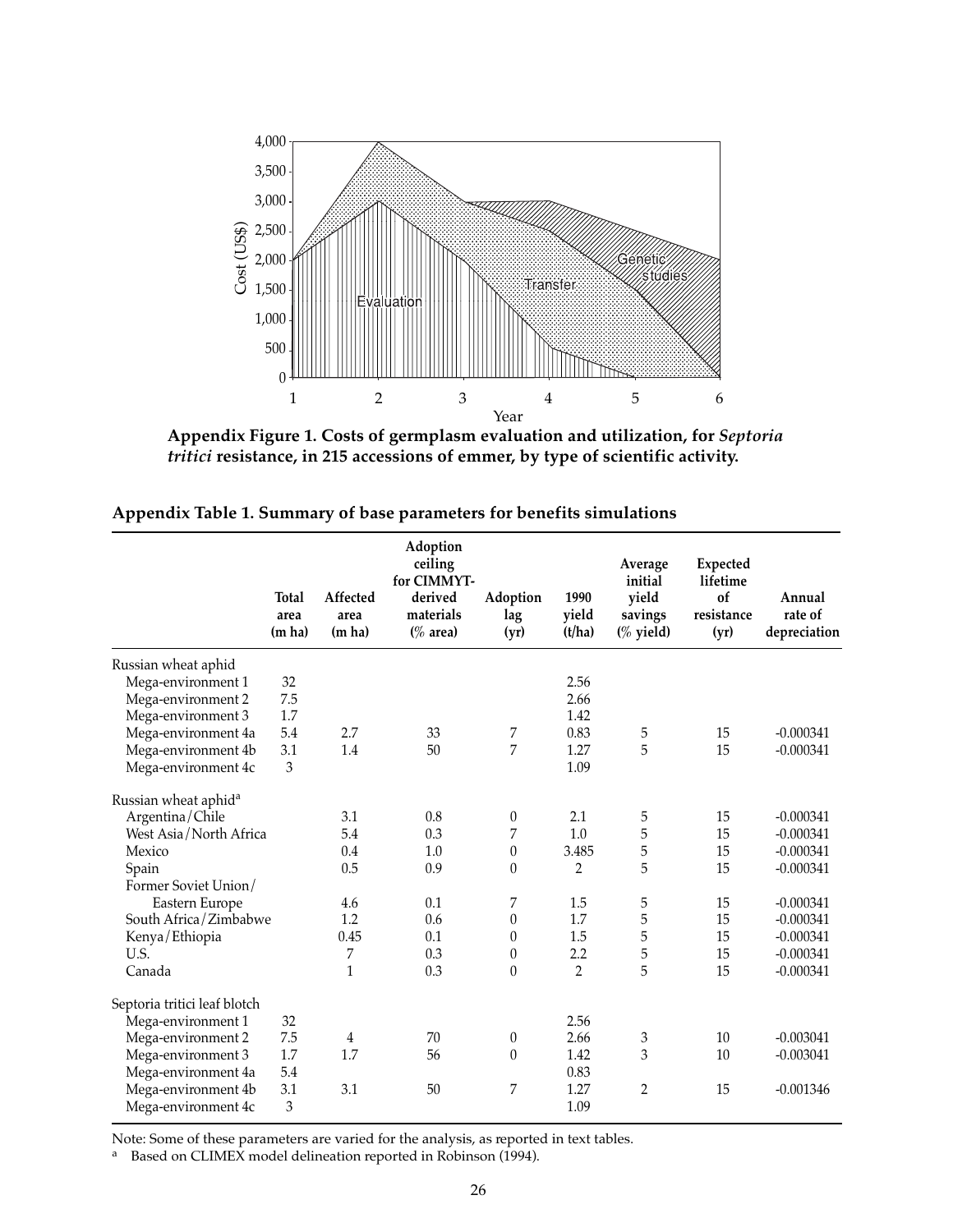**Appendix Figure 1. Costs of germplasm evaluation and utilization, for *Septoria tritici* resistance, in 215 accessions of emmer, by type of scientific activity.**

**Appendix Table 1. Summary of base parameters for benefits simulations**

| | Total area (m ha) | Affected area (m ha) | Adoption ceiling for CIMMYT-derived materials (% area) | Adoption lag (yr) | 1990 yield (t/ha) | Average initial yield savings (% yield) | Expected lifetime of resistance (yr) | Annual rate of depreciation |
|---|---|---|---|---|---|---|---|---|
| Russian wheat aphid | | | | | | | | |
| Mega-environment 1 | 32 | | | | 2.56 | | | |
| Mega-environment 2 | 7.5 | | | | 2.66 | | | |
| Mega-environment 3 | 1.7 | | | | 1.42 | | | |
| Mega-environment 4a | 5.4 | 2.7 | 33 | 7 | 0.83 | 5 | 15 | -0.000341 |
| Mega-environment 4b | 3.1 | 1.4 | 50 | 7 | 1.27 | 5 | 15 | -0.000341 |
| Mega-environment 4c | 3 | | | | 1.09 | | | |
| Russian wheat aphid[a] | | | | | | | | |
| Argentina/Chile | | 3.1 | 0.8 | 0 | 2.1 | 5 | 15 | -0.000341 |
| West Asia/North Africa | | 5.4 | 0.3 | 7 | 1.0 | 5 | 15 | -0.000341 |
| Mexico | | 0.4 | 1.0 | 0 | 3.485 | 5 | 15 | -0.000341 |
| Spain | | 0.5 | 0.9 | 0 | 2 | 5 | 15 | -0.000341 |
| Former Soviet Union/ Eastern Europe | | 4.6 | 0.1 | 7 | 1.5 | 5 | 15 | -0.000341 |
| South Africa/Zimbabwe | | 1.2 | 0.6 | 0 | 1.7 | 5 | 15 | -0.000341 |
| Kenya/Ethiopia | | 0.45 | 0.1 | 0 | 1.5 | 5 | 15 | -0.000341 |
| U.S. | | 7 | 0.3 | 0 | 2.2 | 5 | 15 | -0.000341 |
| Canada | | 1 | 0.3 | 0 | 2 | 5 | 15 | -0.000341 |
| Septoria tritici leaf blotch | | | | | | | | |
| Mega-environment 1 | 32 | | | | 2.56 | | | |
| Mega-environment 2 | 7.5 | 4 | 70 | 0 | 2.66 | 3 | 10 | -0.003041 |
| Mega-environment 3 | 1.7 | 1.7 | 56 | 0 | 1.42 | 3 | 10 | -0.003041 |
| Mega-environment 4a | 5.4 | | | | 0.83 | | | |
| Mega-environment 4b | 3.1 | 3.1 | 50 | 7 | 1.27 | 2 | 15 | -0.001346 |
| Mega-environment 4c | 3 | | | | 1.09 | | | |

Note: Some of these parameters are varied for the analysis, as reported in text tables.

[a] Based on CLIMEX model delineation reported in Robinson (1994).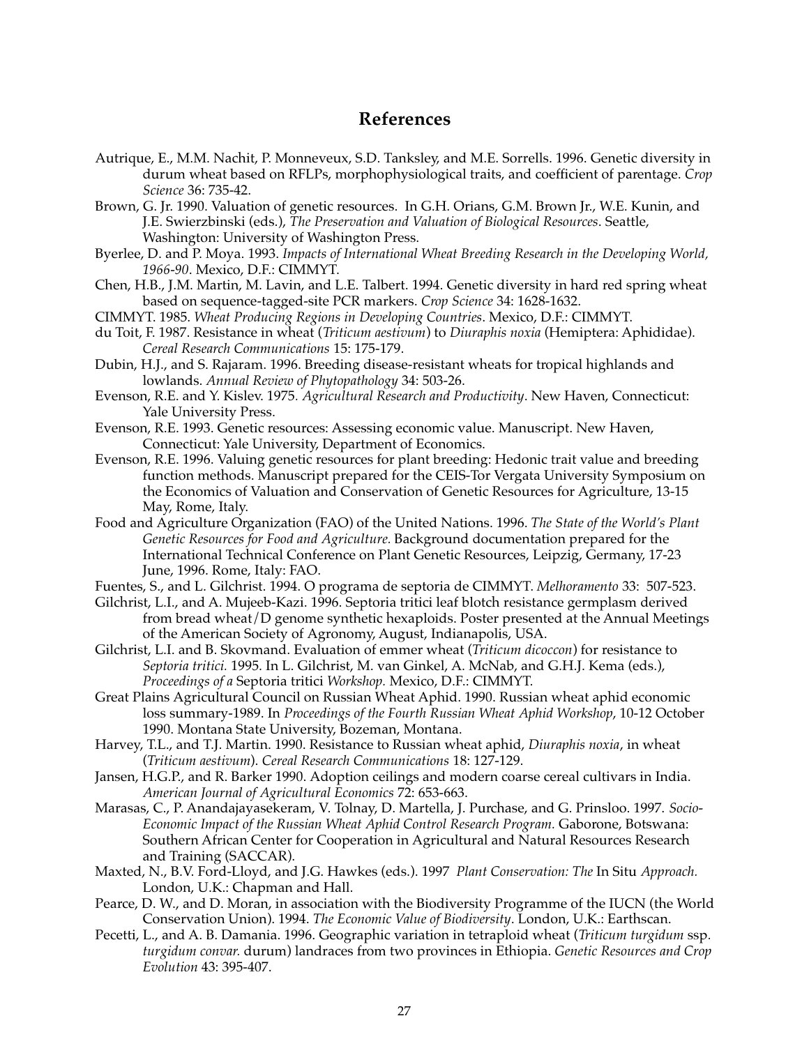# References

Autrique, E., M.M. Nachit, P. Monneveux, S.D. Tanksley, and M.E. Sorrells. 1996. Genetic diversity in durum wheat based on RFLPs, morphophysiological traits, and coefficient of parentage. *Crop Science* 36: 735-42.

Brown, G. Jr. 1990. Valuation of genetic resources. In G.H. Orians, G.M. Brown Jr., W.E. Kunin, and J.E. Swierzbinski (eds.), *The Preservation and Valuation of Biological Resources*. Seattle, Washington: University of Washington Press.

Byerlee, D. and P. Moya. 1993. *Impacts of International Wheat Breeding Research in the Developing World, 1966-90*. Mexico, D.F.: CIMMYT.

Chen, H.B., J.M. Martin, M. Lavin, and L.E. Talbert. 1994. Genetic diversity in hard red spring wheat based on sequence-tagged-site PCR markers. *Crop Science* 34: 1628-1632.

CIMMYT. 1985. *Wheat Producing Regions in Developing Countries*. Mexico, D.F.: CIMMYT.

du Toit, F. 1987. Resistance in wheat (*Triticum aestivum*) to *Diuraphis noxia* (Hemiptera: Aphididae). *Cereal Research Communications* 15: 175-179.

Dubin, H.J., and S. Rajaram. 1996. Breeding disease-resistant wheats for tropical highlands and lowlands. *Annual Review of Phytopathology* 34: 503-26.

Evenson, R.E. and Y. Kislev. 1975. *Agricultural Research and Productivity*. New Haven, Connecticut: Yale University Press.

Evenson, R.E. 1993. Genetic resources: Assessing economic value. Manuscript. New Haven, Connecticut: Yale University, Department of Economics.

Evenson, R.E. 1996. Valuing genetic resources for plant breeding: Hedonic trait value and breeding function methods. Manuscript prepared for the CEIS-Tor Vergata University Symposium on the Economics of Valuation and Conservation of Genetic Resources for Agriculture, 13-15 May, Rome, Italy.

Food and Agriculture Organization (FAO) of the United Nations. 1996. *The State of the World's Plant Genetic Resources for Food and Agriculture.* Background documentation prepared for the International Technical Conference on Plant Genetic Resources, Leipzig, Germany, 17-23 June, 1996. Rome, Italy: FAO.

Fuentes, S., and L. Gilchrist. 1994. O programa de septoria de CIMMYT. *Melhoramento* 33: 507-523.

Gilchrist, L.I., and A. Mujeeb-Kazi. 1996. Septoria tritici leaf blotch resistance germplasm derived from bread wheat/D genome synthetic hexaploids. Poster presented at the Annual Meetings of the American Society of Agronomy, August, Indianapolis, USA.

Gilchrist, L.I. and B. Skovmand. Evaluation of emmer wheat (*Triticum dicoccon*) for resistance to *Septoria tritici.* 1995. In L. Gilchrist, M. van Ginkel, A. McNab, and G.H.J. Kema (eds.), *Proceedings of a* Septoria tritici *Workshop.* Mexico, D.F.: CIMMYT.

Great Plains Agricultural Council on Russian Wheat Aphid. 1990. Russian wheat aphid economic loss summary-1989. In *Proceedings of the Fourth Russian Wheat Aphid Workshop*, 10-12 October 1990. Montana State University, Bozeman, Montana.

Harvey, T.L., and T.J. Martin. 1990. Resistance to Russian wheat aphid, *Diuraphis noxia*, in wheat (*Triticum aestivum*). *Cereal Research Communications* 18: 127-129.

Jansen, H.G.P., and R. Barker 1990. Adoption ceilings and modern coarse cereal cultivars in India. *American Journal of Agricultural Economics* 72: 653-663.

Marasas, C., P. Anandajayasekeram, V. Tolnay, D. Martella, J. Purchase, and G. Prinsloo. 1997. *Socio-Economic Impact of the Russian Wheat Aphid Control Research Program.* Gaborone, Botswana: Southern African Center for Cooperation in Agricultural and Natural Resources Research and Training (SACCAR).

Maxted, N., B.V. Ford-Lloyd, and J.G. Hawkes (eds.). 1997 *Plant Conservation: The* In Situ *Approach.* London, U.K.: Chapman and Hall.

Pearce, D. W., and D. Moran, in association with the Biodiversity Programme of the IUCN (the World Conservation Union). 1994. *The Economic Value of Biodiversity*. London, U.K.: Earthscan.

Pecetti, L., and A. B. Damania. 1996. Geographic variation in tetraploid wheat (*Triticum turgidum* ssp. *turgidum convar.* durum) landraces from two provinces in Ethiopia. *Genetic Resources and Crop Evolution* 43: 395-407.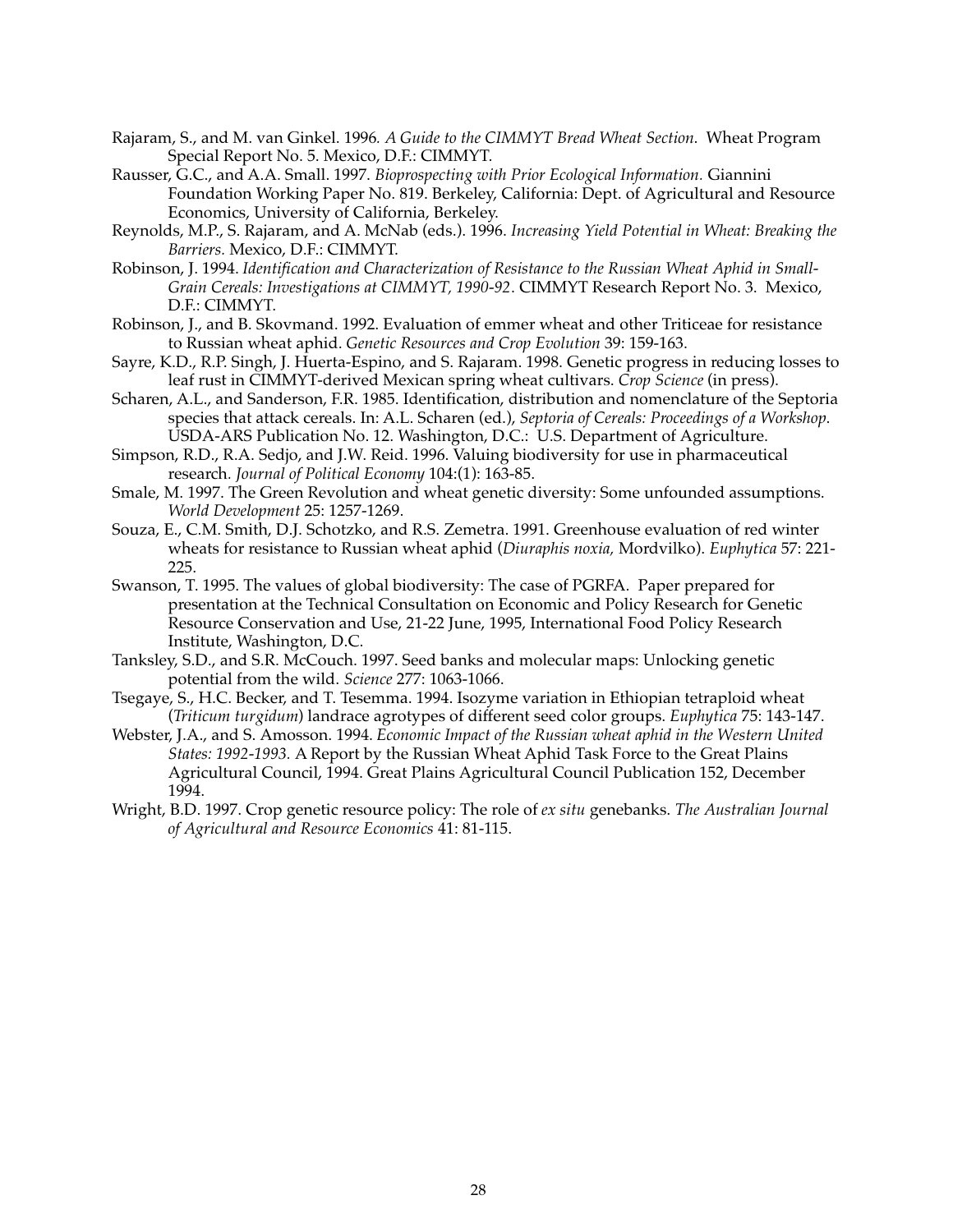Rajaram, S., and M. van Ginkel. 1996. *A Guide to the CIMMYT Bread Wheat Section.* Wheat Program Special Report No. 5. Mexico, D.F.: CIMMYT.

Rausser, G.C., and A.A. Small. 1997. *Bioprospecting with Prior Ecological Information.* Giannini Foundation Working Paper No. 819. Berkeley, California: Dept. of Agricultural and Resource Economics, University of California, Berkeley.

Reynolds, M.P., S. Rajaram, and A. McNab (eds.). 1996. *Increasing Yield Potential in Wheat: Breaking the Barriers.* Mexico, D.F.: CIMMYT.

Robinson, J. 1994. *Identification and Characterization of Resistance to the Russian Wheat Aphid in Small-Grain Cereals: Investigations at CIMMYT, 1990-92*. CIMMYT Research Report No. 3. Mexico, D.F.: CIMMYT.

Robinson, J., and B. Skovmand. 1992. Evaluation of emmer wheat and other Triticeae for resistance to Russian wheat aphid. *Genetic Resources and Crop Evolution* 39: 159-163.

Sayre, K.D., R.P. Singh, J. Huerta-Espino, and S. Rajaram. 1998. Genetic progress in reducing losses to leaf rust in CIMMYT-derived Mexican spring wheat cultivars. *Crop Science* (in press).

Scharen, A.L., and Sanderson, F.R. 1985. Identification, distribution and nomenclature of the Septoria species that attack cereals. In: A.L. Scharen (ed.), *Septoria of Cereals: Proceedings of a Workshop.* USDA-ARS Publication No. 12. Washington, D.C.: U.S. Department of Agriculture.

Simpson, R.D., R.A. Sedjo, and J.W. Reid. 1996. Valuing biodiversity for use in pharmaceutical research. *Journal of Political Economy* 104:(1): 163-85.

Smale, M. 1997. The Green Revolution and wheat genetic diversity: Some unfounded assumptions. *World Development* 25: 1257-1269.

Souza, E., C.M. Smith, D.J. Schotzko, and R.S. Zemetra. 1991. Greenhouse evaluation of red winter wheats for resistance to Russian wheat aphid (*Diuraphis noxia,* Mordvilko). *Euphytica* 57: 221-225.

Swanson, T. 1995. The values of global biodiversity: The case of PGRFA. Paper prepared for presentation at the Technical Consultation on Economic and Policy Research for Genetic Resource Conservation and Use, 21-22 June, 1995, International Food Policy Research Institute, Washington, D.C.

Tanksley, S.D., and S.R. McCouch. 1997. Seed banks and molecular maps: Unlocking genetic potential from the wild. *Science* 277: 1063-1066.

Tsegaye, S., H.C. Becker, and T. Tesemma. 1994. Isozyme variation in Ethiopian tetraploid wheat (*Triticum turgidum*) landrace agrotypes of different seed color groups. *Euphytica* 75: 143-147.

Webster, J.A., and S. Amosson. 1994. *Economic Impact of the Russian wheat aphid in the Western United States: 1992-1993.* A Report by the Russian Wheat Aphid Task Force to the Great Plains Agricultural Council, 1994. Great Plains Agricultural Council Publication 152, December 1994.

Wright, B.D. 1997. Crop genetic resource policy: The role of *ex situ* genebanks. *The Australian Journal of Agricultural and Resource Economics* 41: 81-115.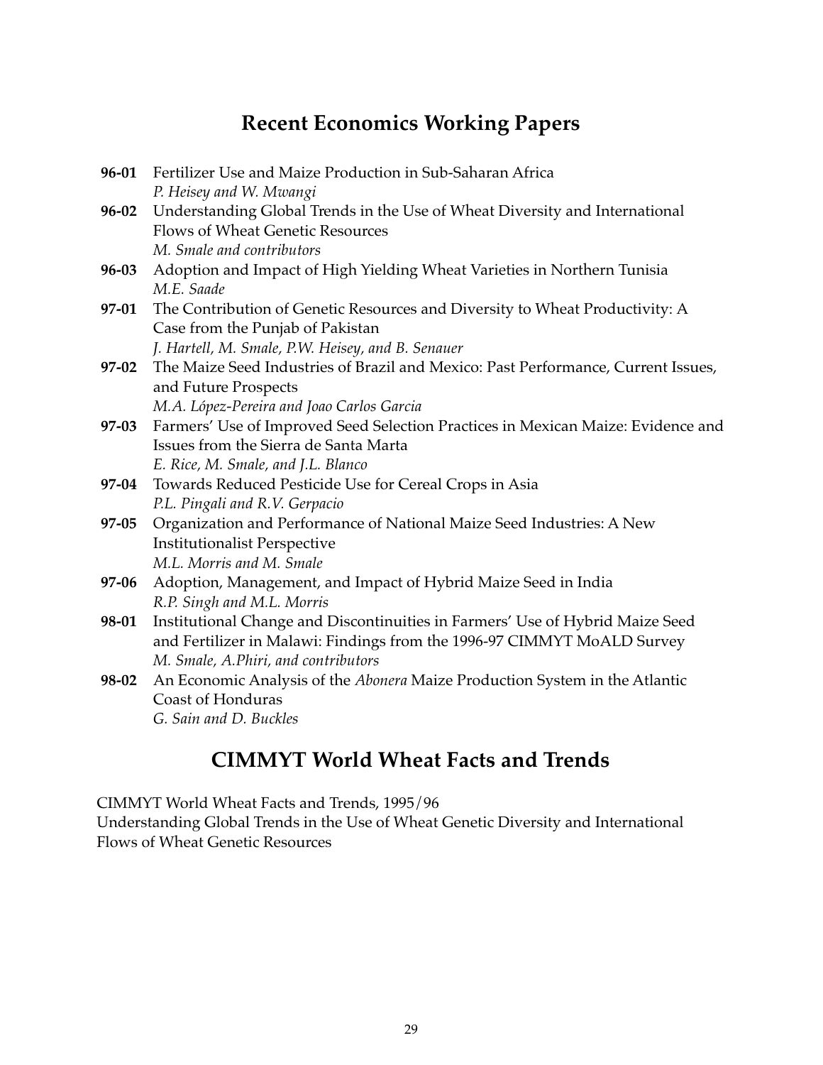## Recent Economics Working Papers

**96-01** Fertilizer Use and Maize Production in Sub-Saharan Africa
*P. Heisey and W. Mwangi*

**96-02** Understanding Global Trends in the Use of Wheat Diversity and International Flows of Wheat Genetic Resources
*M. Smale and contributors*

**96-03** Adoption and Impact of High Yielding Wheat Varieties in Northern Tunisia
*M.E. Saade*

**97-01** The Contribution of Genetic Resources and Diversity to Wheat Productivity: A Case from the Punjab of Pakistan
*J. Hartell, M. Smale, P.W. Heisey, and B. Senauer*

**97-02** The Maize Seed Industries of Brazil and Mexico: Past Performance, Current Issues, and Future Prospects
*M.A. López-Pereira and Joao Carlos Garcia*

**97-03** Farmers' Use of Improved Seed Selection Practices in Mexican Maize: Evidence and Issues from the Sierra de Santa Marta
*E. Rice, M. Smale, and J.L. Blanco*

**97-04** Towards Reduced Pesticide Use for Cereal Crops in Asia
*P.L. Pingali and R.V. Gerpacio*

**97-05** Organization and Performance of National Maize Seed Industries: A New Institutionalist Perspective
*M.L. Morris and M. Smale*

**97-06** Adoption, Management, and Impact of Hybrid Maize Seed in India
*R.P. Singh and M.L. Morris*

**98-01** Institutional Change and Discontinuities in Farmers' Use of Hybrid Maize Seed and Fertilizer in Malawi: Findings from the 1996-97 CIMMYT MoALD Survey
*M. Smale, A.Phiri, and contributors*

**98-02** An Economic Analysis of the *Abonera* Maize Production System in the Atlantic Coast of Honduras
*G. Sain and D. Buckles*

## CIMMYT World Wheat Facts and Trends

CIMMYT World Wheat Facts and Trends, 1995/96
Understanding Global Trends in the Use of Wheat Genetic Diversity and International Flows of Wheat Genetic Resources